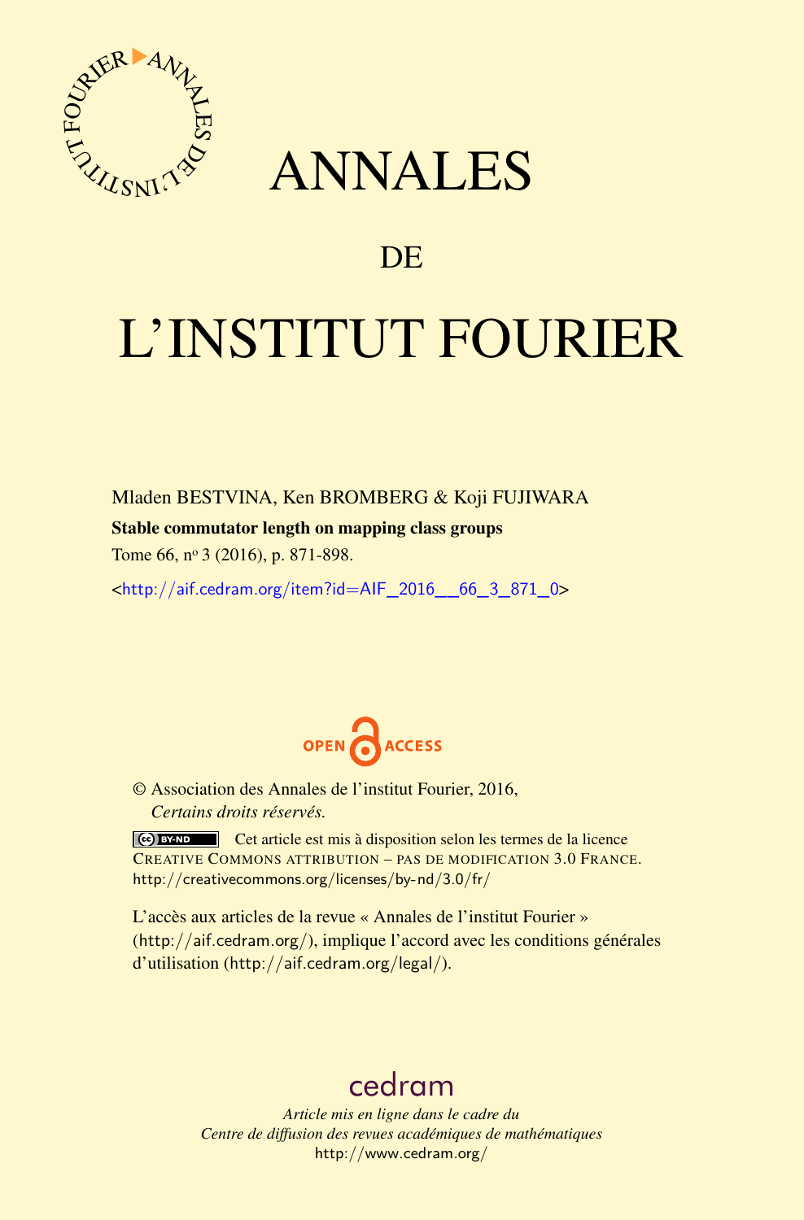# ANNALES

## DE

# L'INSTITUT FOURIER

Mladen BESTVINA, Ken BROMBERG & Koji FUJIWARA

**Stable commutator length on mapping class groups**

Tome 66, n° 3 (2016), p. 871-898.

<http://aif.cedram.org/item?id=AIF_2016__66_3_871_0>

OPEN ACCESS

© Association des Annales de l'institut Fourier, 2016,
*Certains droits réservés.*

Cet article est mis à disposition selon les termes de la licence CREATIVE COMMONS ATTRIBUTION – PAS DE MODIFICATION 3.0 FRANCE.
http://creativecommons.org/licenses/by-nd/3.0/fr/

L'accès aux articles de la revue « Annales de l'institut Fourier » (http://aif.cedram.org/), implique l'accord avec les conditions générales d'utilisation (http://aif.cedram.org/legal/).

cedram

*Article mis en ligne dans le cadre du*
*Centre de diffusion des revues académiques de mathématiques*
http://www.cedram.org/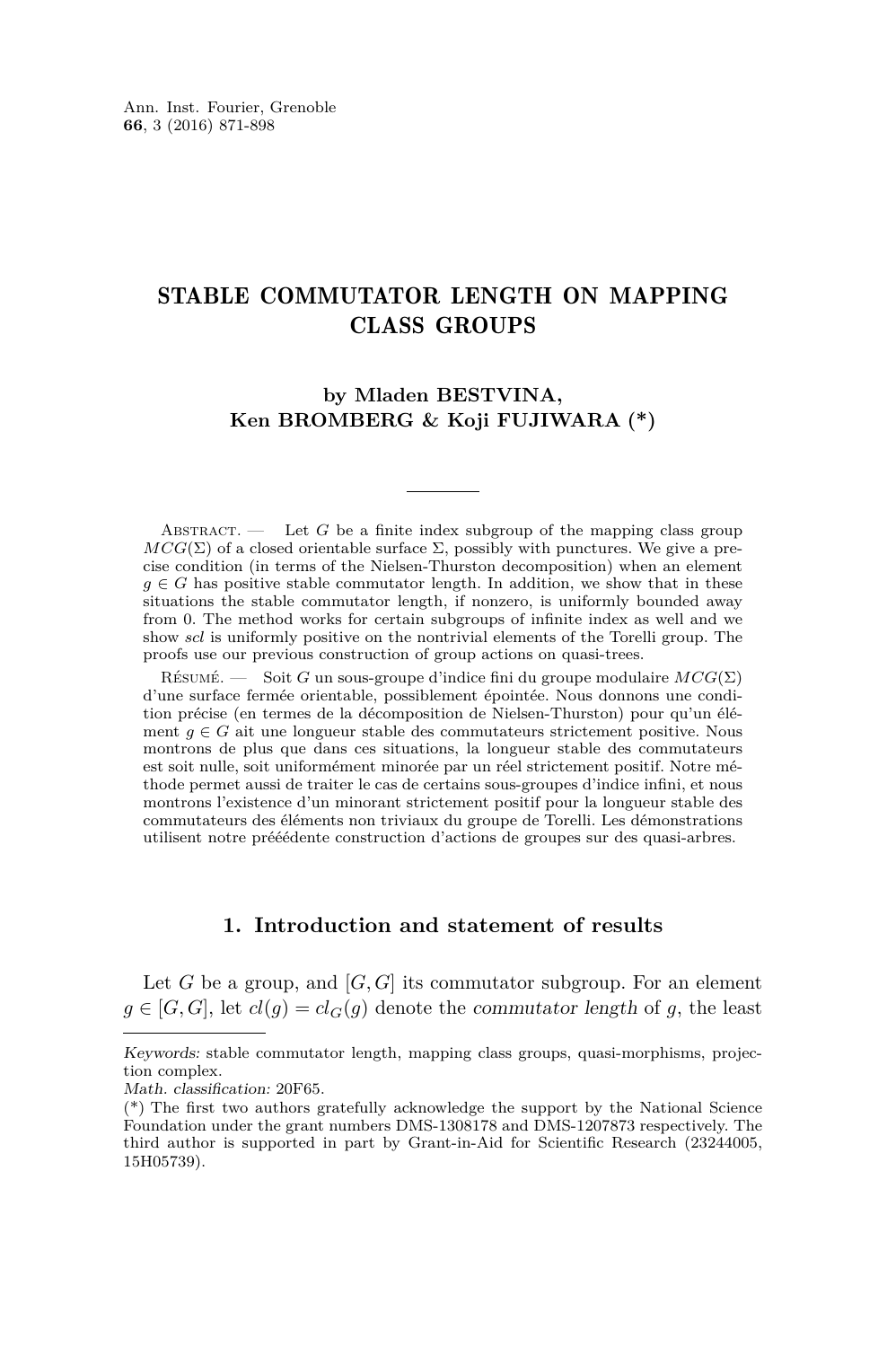# STABLE COMMUTATOR LENGTH ON MAPPING CLASS GROUPS

**by Mladen BESTVINA, Ken BROMBERG & Koji FUJIWARA (\*)**

Abstract. — Let $G$ be a finite index subgroup of the mapping class group $MCG(\Sigma)$ of a closed orientable surface $\Sigma$, possibly with punctures. We give a precise condition (in terms of the Nielsen-Thurston decomposition) when an element $g \in G$ has positive stable commutator length. In addition, we show that in these situations the stable commutator length, if nonzero, is uniformly bounded away from 0. The method works for certain subgroups of infinite index as well and we show *scl* is uniformly positive on the nontrivial elements of the Torelli group. The proofs use our previous construction of group actions on quasi-trees.

Résumé. — Soit $G$ un sous-groupe d'indice fini du groupe modulaire $MCG(\Sigma)$ d'une surface fermée orientable, possiblement épointée. Nous donnons une condition précise (en termes de la décomposition de Nielsen-Thurston) pour qu'un élément $g \in G$ ait une longueur stable des commutateurs strictement positive. Nous montrons de plus que dans ces situations, la longueur stable des commutateurs est soit nulle, soit uniformément minorée par un réel strictement positif. Notre méthode permet aussi de traiter le cas de certains sous-groupes d'indice infini, et nous montrons l'existence d'un minorant strictement positif pour la longueur stable des commutateurs des éléments non triviaux du groupe de Torelli. Les démonstrations utilisent notre prééédente construction d'actions de groupes sur des quasi-arbres.

## 1. Introduction and statement of results

Let $G$ be a group, and $[G, G]$ its commutator subgroup. For an element $g \in [G, G]$, let $cl(g) = cl_G(g)$ denote the *commutator length* of $g$, the least

---

*Keywords:* stable commutator length, mapping class groups, quasi-morphisms, projection complex.
*Math. classification:* 20F65.
(\*) The first two authors gratefully acknowledge the support by the National Science Foundation under the grant numbers DMS-1308178 and DMS-1207873 respectively. The third author is supported in part by Grant-in-Aid for Scientific Research (23244005, 15H05739).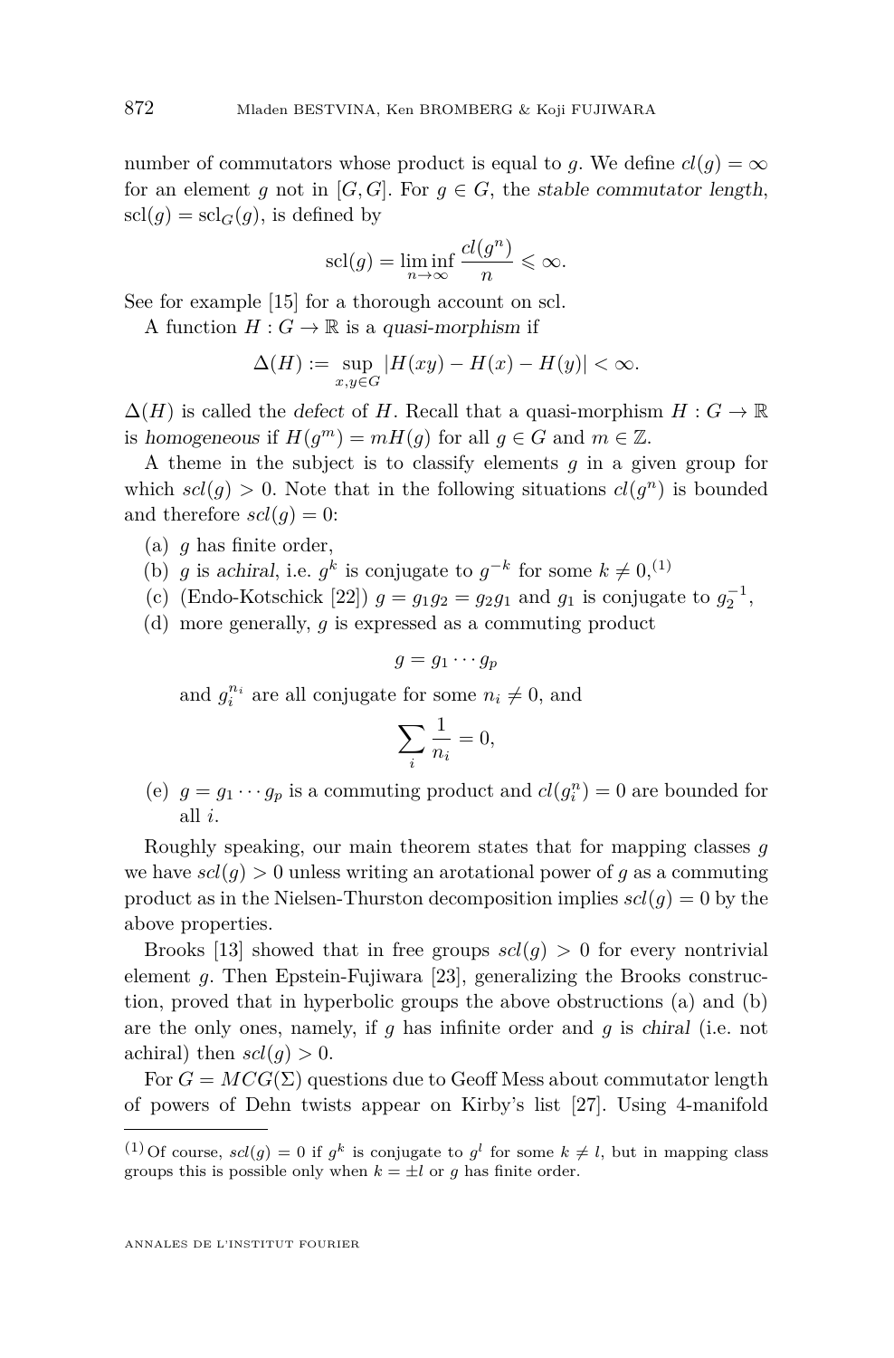number of commutators whose product is equal to $g$. We define $cl(g) = \infty$ for an element $g$ not in $[G, G]$. For $g \in G$, the *stable commutator length*, $\mathrm{scl}(g) = \mathrm{scl}_G(g)$, is defined by

$$\mathrm{scl}(g) = \liminf_{n\to\infty} \frac{cl(g^n)}{n} \leqslant \infty.$$

See for example [15] for a thorough account on scl.

A function $H : G \to \mathbb{R}$ is a *quasi-morphism* if

$$\Delta(H) := \sup_{x,y\in G} |H(xy) - H(x) - H(y)| < \infty.$$

$\Delta(H)$ is called the *defect* of $H$. Recall that a quasi-morphism $H : G \to \mathbb{R}$ is *homogeneous* if $H(g^m) = mH(g)$ for all $g \in G$ and $m \in \mathbb{Z}$.

A theme in the subject is to classify elements $g$ in a given group for which $scl(g) > 0$. Note that in the following situations $cl(g^n)$ is bounded and therefore $scl(g) = 0$:

(a) $g$ has finite order,
(b) $g$ is *achiral*, i.e. $g^k$ is conjugate to $g^{-k}$ for some $k \neq 0$,[(1)]
(c) (Endo-Kotschick [22]) $g = g_1 g_2 = g_2 g_1$ and $g_1$ is conjugate to $g_2^{-1}$,
(d) more generally, $g$ is expressed as a commuting product

$$g = g_1 \cdots g_p$$

and $g_i^{n_i}$ are all conjugate for some $n_i \neq 0$, and

$$\sum_i \frac{1}{n_i} = 0,$$

(e) $g = g_1 \cdots g_p$ is a commuting product and $cl(g_i^n) = 0$ are bounded for all $i$.

Roughly speaking, our main theorem states that for mapping classes $g$ we have $scl(g) > 0$ unless writing an arotational power of $g$ as a commuting product as in the Nielsen-Thurston decomposition implies $scl(g) = 0$ by the above properties.

Brooks [13] showed that in free groups $scl(g) > 0$ for every nontrivial element $g$. Then Epstein-Fujiwara [23], generalizing the Brooks construction, proved that in hyperbolic groups the above obstructions (a) and (b) are the only ones, namely, if $g$ has infinite order and $g$ is *chiral* (i.e. not achiral) then $scl(g) > 0$.

For $G = MCG(\Sigma)$ questions due to Geoff Mess about commutator length of powers of Dehn twists appear on Kirby's list [27]. Using 4-manifold

---

(1) Of course, $scl(g) = 0$ if $g^k$ is conjugate to $g^l$ for some $k \neq l$, but in mapping class groups this is possible only when $k = \pm l$ or $g$ has finite order.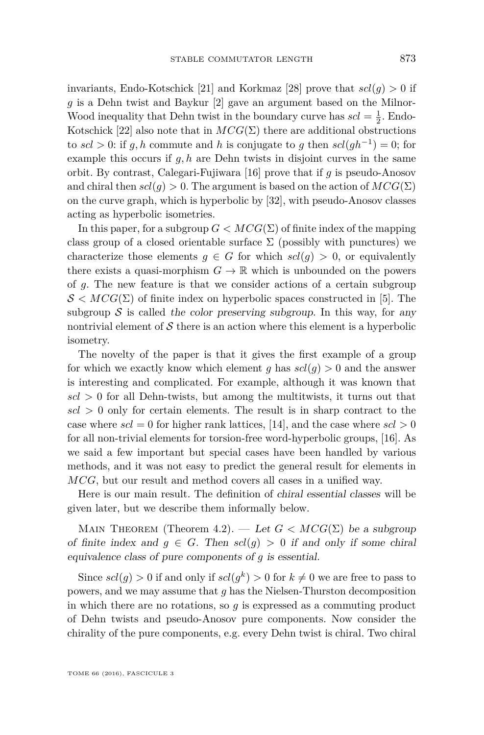invariants, Endo-Kotschick [21] and Korkmaz [28] prove that $scl(g) > 0$ if $g$ is a Dehn twist and Baykur [2] gave an argument based on the Milnor-Wood inequality that Dehn twist in the boundary curve has $scl = \frac{1}{2}$. Endo-Kotschick [22] also note that in $MCG(\Sigma)$ there are additional obstructions to $scl > 0$: if $g, h$ commute and $h$ is conjugate to $g$ then $scl(gh^{-1}) = 0$; for example this occurs if $g, h$ are Dehn twists in disjoint curves in the same orbit. By contrast, Calegari-Fujiwara [16] prove that if $g$ is pseudo-Anosov and chiral then $scl(g) > 0$. The argument is based on the action of $MCG(\Sigma)$ on the curve graph, which is hyperbolic by [32], with pseudo-Anosov classes acting as hyperbolic isometries.

In this paper, for a subgroup $G < MCG(\Sigma)$ of finite index of the mapping class group of a closed orientable surface $\Sigma$ (possibly with punctures) we characterize those elements $g \in G$ for which $scl(g) > 0$, or equivalently there exists a quasi-morphism $G \to \mathbb{R}$ which is unbounded on the powers of $g$. The new feature is that we consider actions of a certain subgroup $\mathcal{S} < MCG(\Sigma)$ of finite index on hyperbolic spaces constructed in [5]. The subgroup $\mathcal{S}$ is called *the color preserving subgroup*. In this way, for *any* nontrivial element of $\mathcal{S}$ there is an action where this element is a hyperbolic isometry.

The novelty of the paper is that it gives the first example of a group for which we exactly know which element $g$ has $scl(g) > 0$ and the answer is interesting and complicated. For example, although it was known that $scl > 0$ for all Dehn-twists, but among the multitwists, it turns out that $scl > 0$ only for certain elements. The result is in sharp contract to the case where $scl = 0$ for higher rank lattices, [14], and the case where $scl > 0$ for all non-trivial elements for torsion-free word-hyperbolic groups, [16]. As we said a few important but special cases have been handled by various methods, and it was not easy to predict the general result for elements in $MCG$, but our result and method covers all cases in a unified way.

Here is our main result. The definition of *chiral essential classes* will be given later, but we describe them informally below.

Main Theorem (Theorem 4.2). — *Let $G < MCG(\Sigma)$ be a subgroup of finite index and $g \in G$. Then $scl(g) > 0$ if and only if some chiral equivalence class of pure components of $g$ is essential.*

Since $scl(g) > 0$ if and only if $scl(g^k) > 0$ for $k \neq 0$ we are free to pass to powers, and we may assume that $g$ has the Nielsen-Thurston decomposition in which there are no rotations, so $g$ is expressed as a commuting product of Dehn twists and pseudo-Anosov pure components. Now consider the chirality of the pure components, e.g. every Dehn twist is chiral. Two chiral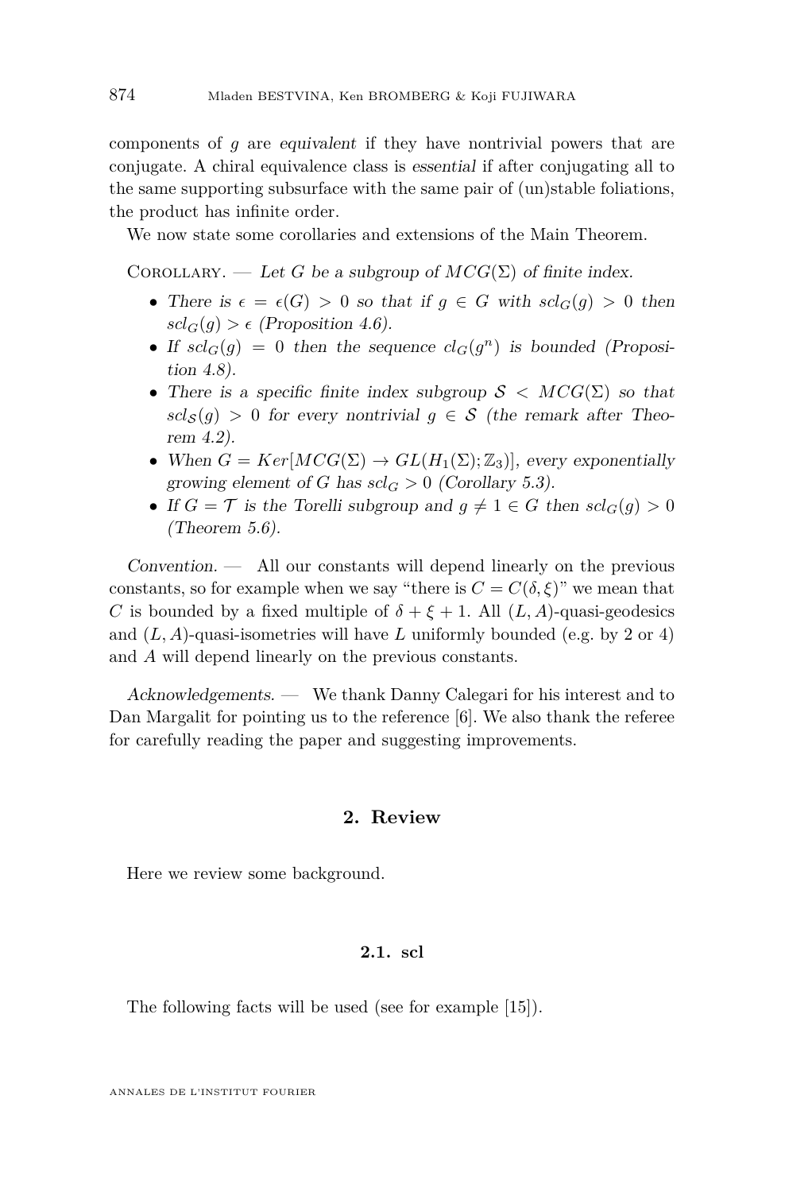components of $g$ are *equivalent* if they have nontrivial powers that are conjugate. A chiral equivalence class is *essential* if after conjugating all to the same supporting subsurface with the same pair of (un)stable foliations, the product has infinite order.

We now state some corollaries and extensions of the Main Theorem.

Corollary. — *Let $G$ be a subgroup of $MCG(\Sigma)$ of finite index.*

- *There is $\epsilon = \epsilon(G) > 0$ so that if $g \in G$ with $scl_G(g) > 0$ then $scl_G(g) > \epsilon$ (Proposition 4.6).*
- *If $scl_G(g) = 0$ then the sequence $cl_G(g^n)$ is bounded (Proposition 4.8).*
- *There is a specific finite index subgroup $\mathcal{S} < MCG(\Sigma)$ so that $scl_{\mathcal{S}}(g) > 0$ for every nontrivial $g \in \mathcal{S}$ (the remark after Theorem 4.2).*
- *When $G = Ker[MCG(\Sigma) \to GL(H_1(\Sigma); \mathbb{Z}_3)]$, every exponentially growing element of $G$ has $scl_G > 0$ (Corollary 5.3).*
- *If $G = \mathcal{T}$ is the Torelli subgroup and $g \neq 1 \in G$ then $scl_G(g) > 0$ (Theorem 5.6).*

*Convention.* — All our constants will depend linearly on the previous constants, so for example when we say "there is $C = C(\delta, \xi)$" we mean that $C$ is bounded by a fixed multiple of $\delta + \xi + 1$. All $(L, A)$-quasi-geodesics and $(L, A)$-quasi-isometries will have $L$ uniformly bounded (e.g. by 2 or 4) and $A$ will depend linearly on the previous constants.

*Acknowledgements.* — We thank Danny Calegari for his interest and to Dan Margalit for pointing us to the reference [6]. We also thank the referee for carefully reading the paper and suggesting improvements.

## 2. Review

Here we review some background.

### 2.1. scl

The following facts will be used (see for example [15]).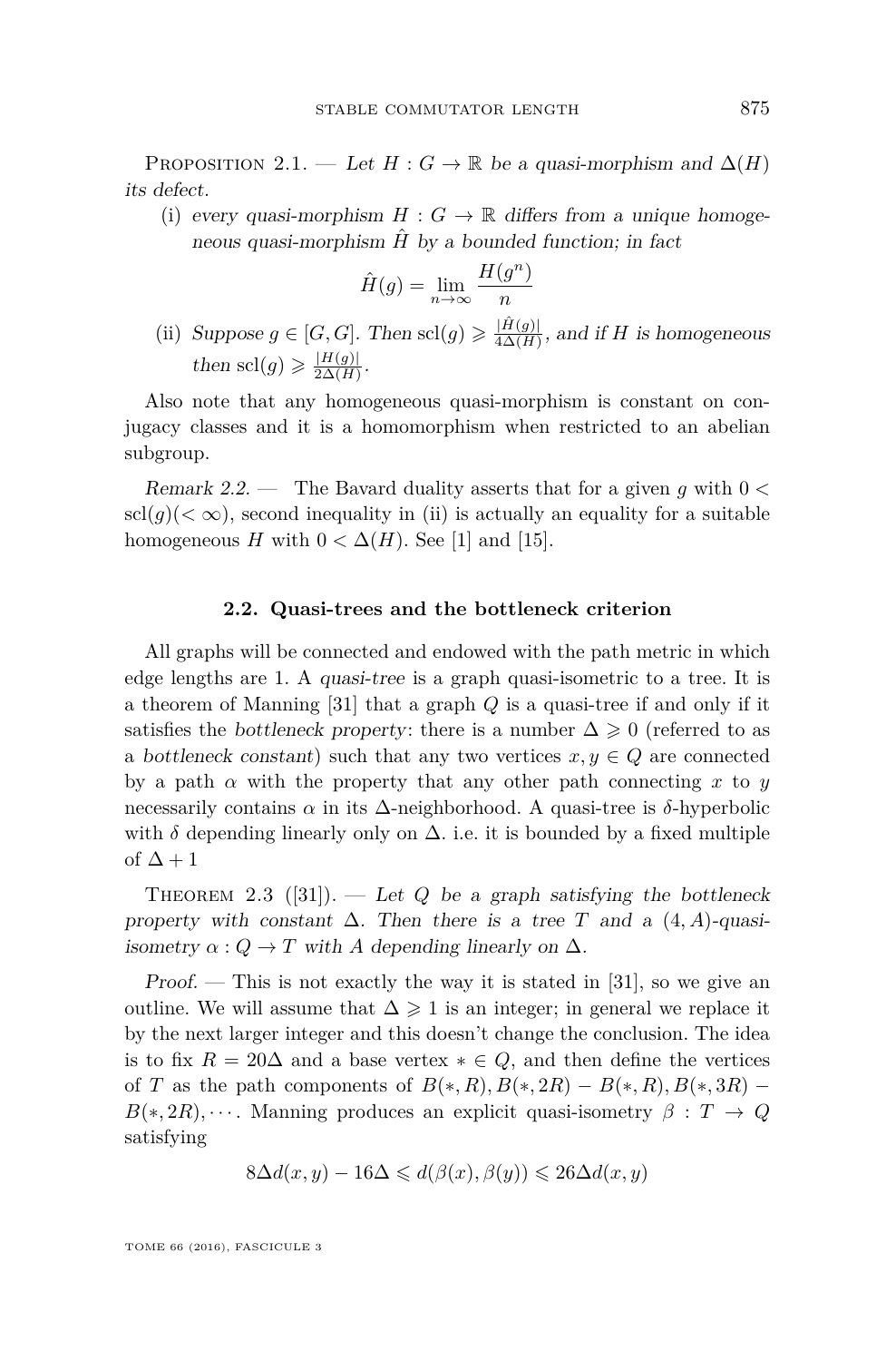Proposition 2.1. — *Let $H : G \to \mathbb{R}$ be a quasi-morphism and $\Delta(H)$ its defect.*

(i) *every quasi-morphism $H : G \to \mathbb{R}$ differs from a unique homogeneous quasi-morphism $\hat{H}$ by a bounded function; in fact*

$$\hat{H}(g) = \lim_{n\to\infty} \frac{H(g^n)}{n}$$

(ii) *Suppose $g \in [G, G]$. Then $\mathrm{scl}(g) \geqslant \frac{|\hat{H}(g)|}{4\Delta(H)}$, and if $H$ is homogeneous then $\mathrm{scl}(g) \geqslant \frac{|H(g)|}{2\Delta(H)}$.*

Also note that any homogeneous quasi-morphism is constant on conjugacy classes and it is a homomorphism when restricted to an abelian subgroup.

*Remark 2.2.* — The Bavard duality asserts that for a given $g$ with $0 < \mathrm{scl}(g)(< \infty)$, second inequality in (ii) is actually an equality for a suitable homogeneous $H$ with $0 < \Delta(H)$. See [1] and [15].

### 2.2. Quasi-trees and the bottleneck criterion

All graphs will be connected and endowed with the path metric in which edge lengths are 1. A *quasi-tree* is a graph quasi-isometric to a tree. It is a theorem of Manning [31] that a graph $Q$ is a quasi-tree if and only if it satisfies the *bottleneck property*: there is a number $\Delta \geqslant 0$ (referred to as a *bottleneck constant*) such that any two vertices $x, y \in Q$ are connected by a path $\alpha$ with the property that any other path connecting $x$ to $y$ necessarily contains $\alpha$ in its $\Delta$-neighborhood. A quasi-tree is $\delta$-hyperbolic with $\delta$ depending linearly only on $\Delta$. i.e. it is bounded by a fixed multiple of $\Delta + 1$

Theorem 2.3 ([31]). — *Let $Q$ be a graph satisfying the bottleneck property with constant $\Delta$. Then there is a tree $T$ and a $(4, A)$-quasi-isometry $\alpha : Q \to T$ with $A$ depending linearly on $\Delta$.*

*Proof.* — This is not exactly the way it is stated in [31], so we give an outline. We will assume that $\Delta \geqslant 1$ is an integer; in general we replace it by the next larger integer and this doesn't change the conclusion. The idea is to fix $R = 20\Delta$ and a base vertex $* \in Q$, and then define the vertices of $T$ as the path components of $B(*, R), B(*, 2R) - B(*, R), B(*, 3R) - B(*, 2R), \cdots$. Manning produces an explicit quasi-isometry $\beta : T \to Q$ satisfying

$$8\Delta d(x, y) - 16\Delta \leqslant d(\beta(x), \beta(y)) \leqslant 26\Delta d(x, y)$$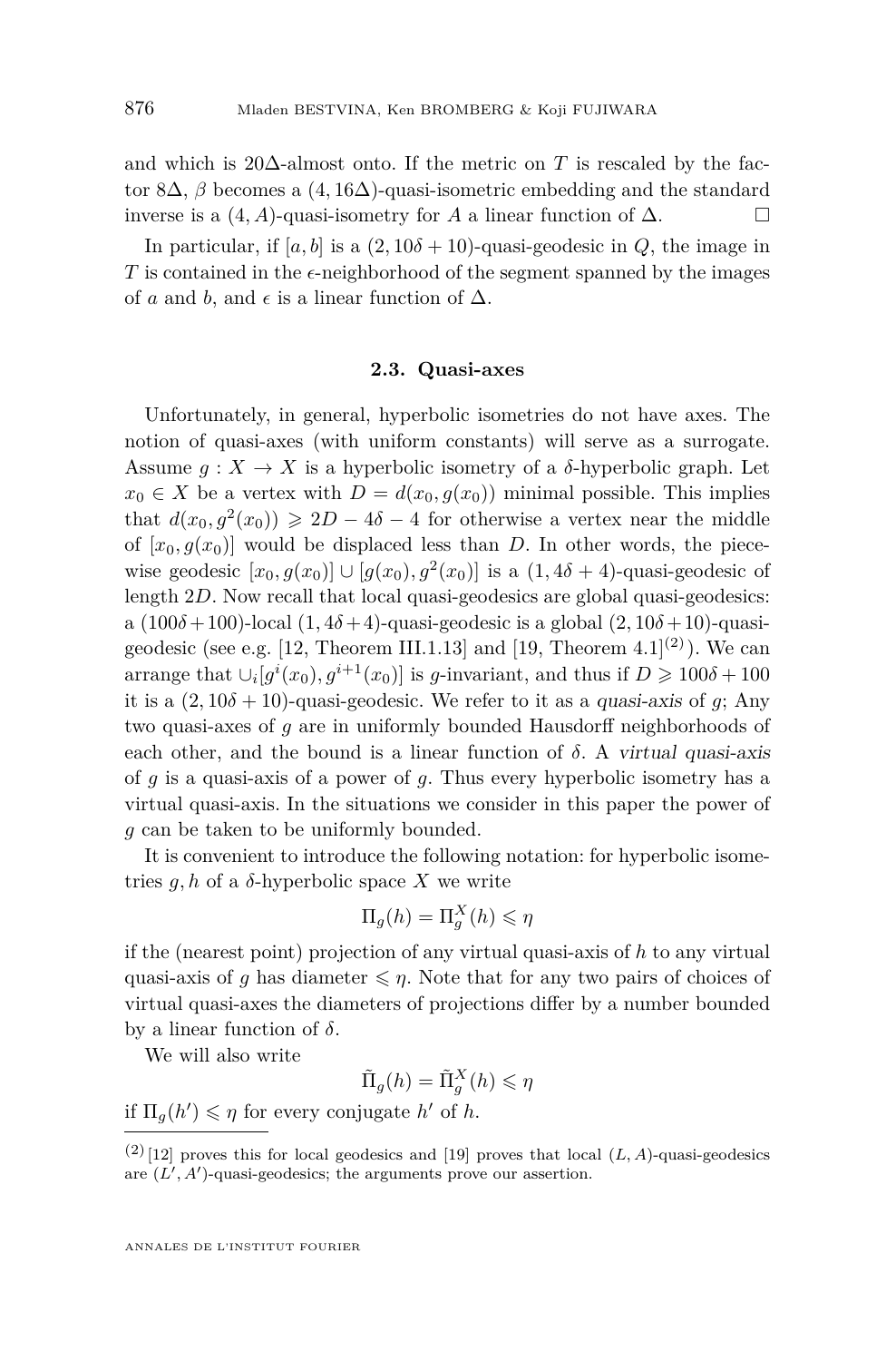and which is $20\Delta$-almost onto. If the metric on $T$ is rescaled by the factor $8\Delta$, $\beta$ becomes a $(4, 16\Delta)$-quasi-isometric embedding and the standard inverse is a $(4, A)$-quasi-isometry for $A$ a linear function of $\Delta$. □

In particular, if $[a, b]$ is a $(2, 10\delta + 10)$-quasi-geodesic in $Q$, the image in $T$ is contained in the $\epsilon$-neighborhood of the segment spanned by the images of $a$ and $b$, and $\epsilon$ is a linear function of $\Delta$.

### 2.3. Quasi-axes

Unfortunately, in general, hyperbolic isometries do not have axes. The notion of quasi-axes (with uniform constants) will serve as a surrogate. Assume $g : X \to X$ is a hyperbolic isometry of a $\delta$-hyperbolic graph. Let $x_0 \in X$ be a vertex with $D = d(x_0, g(x_0))$ minimal possible. This implies that $d(x_0, g^2(x_0)) \geqslant 2D - 4\delta - 4$ for otherwise a vertex near the middle of $[x_0, g(x_0)]$ would be displaced less than $D$. In other words, the piecewise geodesic $[x_0, g(x_0)] \cup [g(x_0), g^2(x_0)]$ is a $(1, 4\delta + 4)$-quasi-geodesic of length $2D$. Now recall that local quasi-geodesics are global quasi-geodesics: a $(100\delta + 100)$-local $(1, 4\delta + 4)$-quasi-geodesic is a global $(2, 10\delta + 10)$-quasi-geodesic (see e.g. [12, Theorem III.1.13] and [19, Theorem 4.1][2]). We can arrange that $\cup_i [g^i(x_0), g^{i+1}(x_0)]$ is $g$-invariant, and thus if $D \geqslant 100\delta + 100$ it is a $(2, 10\delta + 10)$-quasi-geodesic. We refer to it as a *quasi-axis* of $g$; Any two quasi-axes of $g$ are in uniformly bounded Hausdorff neighborhoods of each other, and the bound is a linear function of $\delta$. A *virtual quasi-axis* of $g$ is a quasi-axis of a power of $g$. Thus every hyperbolic isometry has a virtual quasi-axis. In the situations we consider in this paper the power of $g$ can be taken to be uniformly bounded.

It is convenient to introduce the following notation: for hyperbolic isometries $g, h$ of a $\delta$-hyperbolic space $X$ we write

$$\Pi_g(h) = \Pi_g^X(h) \leqslant \eta$$

if the (nearest point) projection of any virtual quasi-axis of $h$ to any virtual quasi-axis of $g$ has diameter $\leqslant \eta$. Note that for any two pairs of choices of virtual quasi-axes the diameters of projections differ by a number bounded by a linear function of $\delta$.

We will also write

$$\tilde{\Pi}_g(h) = \tilde{\Pi}_g^X(h) \leqslant \eta$$

if $\Pi_g(h') \leqslant \eta$ for every conjugate $h'$ of $h$.

[2] [12] proves this for local geodesics and [19] proves that local $(L, A)$-quasi-geodesics are $(L', A')$-quasi-geodesics; the arguments prove our assertion.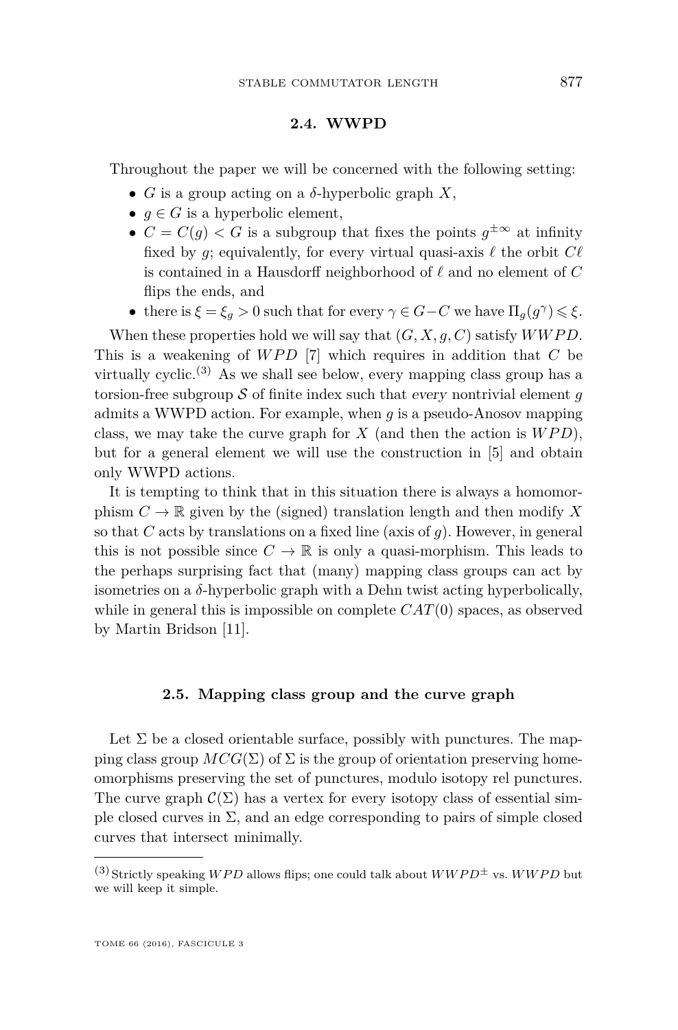### 2.4. WWPD

Throughout the paper we will be concerned with the following setting:

- $G$ is a group acting on a $\delta$-hyperbolic graph $X$,
- $g \in G$ is a hyperbolic element,
- $C = C(g) < G$ is a subgroup that fixes the points $g^{\pm\infty}$ at infinity fixed by $g$; equivalently, for every virtual quasi-axis $\ell$ the orbit $C\ell$ is contained in a Hausdorff neighborhood of $\ell$ and no element of $C$ flips the ends, and
- there is $\xi = \xi_g > 0$ such that for every $\gamma \in G - C$ we have $\Pi_g(g^\gamma) \leqslant \xi$.

When these properties hold we will say that $(G, X, g, C)$ satisfy $WWPD$. This is a weakening of $WPD$ [7] which requires in addition that $C$ be virtually cyclic.[3] As we shall see below, every mapping class group has a torsion-free subgroup $\mathcal{S}$ of finite index such that *every* nontrivial element $g$ admits a WWPD action. For example, when $g$ is a pseudo-Anosov mapping class, we may take the curve graph for $X$ (and then the action is $WPD$), but for a general element we will use the construction in [5] and obtain only WWPD actions.

It is tempting to think that in this situation there is always a homomorphism $C \to \mathbb{R}$ given by the (signed) translation length and then modify $X$ so that $C$ acts by translations on a fixed line (axis of $g$). However, in general this is not possible since $C \to \mathbb{R}$ is only a quasi-morphism. This leads to the perhaps surprising fact that (many) mapping class groups can act by isometries on a $\delta$-hyperbolic graph with a Dehn twist acting hyperbolically, while in general this is impossible on complete $CAT(0)$ spaces, as observed by Martin Bridson [11].

### 2.5. Mapping class group and the curve graph

Let $\Sigma$ be a closed orientable surface, possibly with punctures. The mapping class group $MCG(\Sigma)$ of $\Sigma$ is the group of orientation preserving homeomorphisms preserving the set of punctures, modulo isotopy rel punctures. The curve graph $\mathcal{C}(\Sigma)$ has a vertex for every isotopy class of essential simple closed curves in $\Sigma$, and an edge corresponding to pairs of simple closed curves that intersect minimally.

[3] Strictly speaking $WPD$ allows flips; one could talk about $WWPD^{\pm}$ vs. $WWPD$ but we will keep it simple.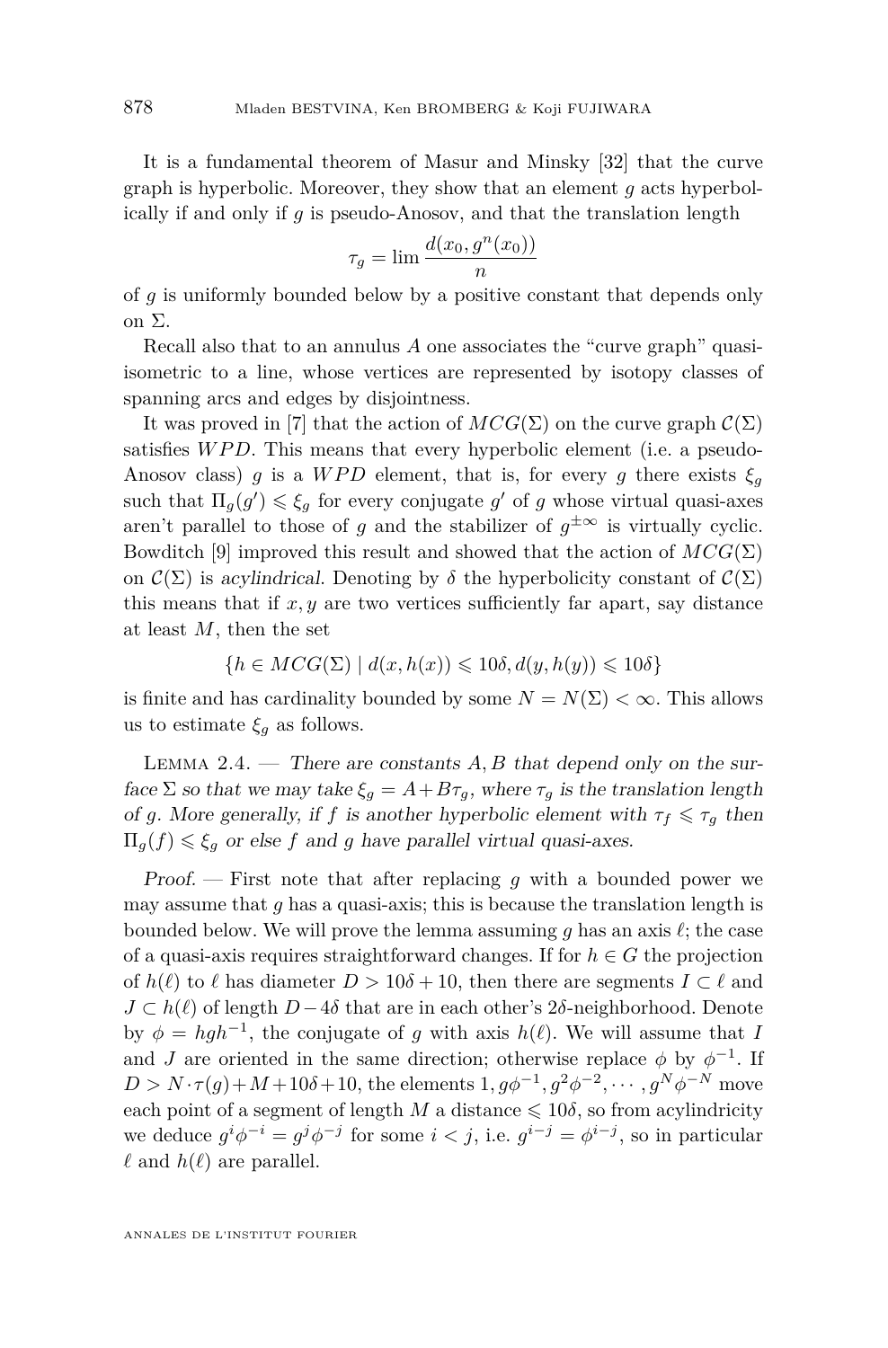It is a fundamental theorem of Masur and Minsky [32] that the curve graph is hyperbolic. Moreover, they show that an element $g$ acts hyperbolically if and only if $g$ is pseudo-Anosov, and that the translation length

$$\tau_g = \lim \frac{d(x_0, g^n(x_0))}{n}$$

of $g$ is uniformly bounded below by a positive constant that depends only on $\Sigma$.

Recall also that to an annulus $A$ one associates the "curve graph" quasi-isometric to a line, whose vertices are represented by isotopy classes of spanning arcs and edges by disjointness.

It was proved in [7] that the action of $MCG(\Sigma)$ on the curve graph $\mathcal{C}(\Sigma)$ satisfies $WPD$. This means that every hyperbolic element (i.e. a pseudo-Anosov class) $g$ is a $WPD$ element, that is, for every $g$ there exists $\xi_g$ such that $\Pi_g(g') \leqslant \xi_g$ for every conjugate $g'$ of $g$ whose virtual quasi-axes aren't parallel to those of $g$ and the stabilizer of $g^{\pm\infty}$ is virtually cyclic. Bowditch [9] improved this result and showed that the action of $MCG(\Sigma)$ on $\mathcal{C}(\Sigma)$ is *acylindrical*. Denoting by $\delta$ the hyperbolicity constant of $\mathcal{C}(\Sigma)$ this means that if $x, y$ are two vertices sufficiently far apart, say distance at least $M$, then the set

$$\{h \in MCG(\Sigma) \mid d(x, h(x)) \leqslant 10\delta, d(y, h(y)) \leqslant 10\delta\}$$

is finite and has cardinality bounded by some $N = N(\Sigma) < \infty$. This allows us to estimate $\xi_g$ as follows.

Lemma 2.4. — *There are constants $A, B$ that depend only on the surface $\Sigma$ so that we may take $\xi_g = A + B\tau_g$, where $\tau_g$ is the translation length of $g$. More generally, if $f$ is another hyperbolic element with $\tau_f \leqslant \tau_g$ then $\Pi_g(f) \leqslant \xi_g$ or else $f$ and $g$ have parallel virtual quasi-axes.*

*Proof.* — First note that after replacing $g$ with a bounded power we may assume that $g$ has a quasi-axis; this is because the translation length is bounded below. We will prove the lemma assuming $g$ has an axis $\ell$; the case of a quasi-axis requires straightforward changes. If for $h \in G$ the projection of $h(\ell)$ to $\ell$ has diameter $D > 10\delta + 10$, then there are segments $I \subset \ell$ and $J \subset h(\ell)$ of length $D - 4\delta$ that are in each other's $2\delta$-neighborhood. Denote by $\phi = hgh^{-1}$, the conjugate of $g$ with axis $h(\ell)$. We will assume that $I$ and $J$ are oriented in the same direction; otherwise replace $\phi$ by $\phi^{-1}$. If $D > N \cdot \tau(g) + M + 10\delta + 10$, the elements $1, g\phi^{-1}, g^2\phi^{-2}, \cdots, g^N\phi^{-N}$ move each point of a segment of length $M$ a distance $\leqslant 10\delta$, so from acylindricity we deduce $g^i\phi^{-i} = g^j\phi^{-j}$ for some $i < j$, i.e. $g^{i-j} = \phi^{i-j}$, so in particular $\ell$ and $h(\ell)$ are parallel.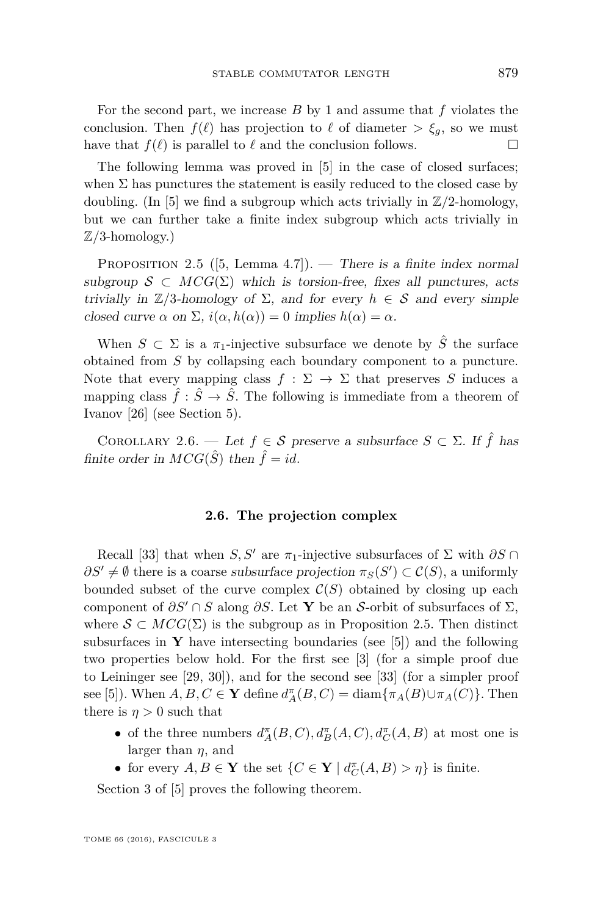For the second part, we increase $B$ by 1 and assume that $f$ violates the conclusion. Then $f(\ell)$ has projection to $\ell$ of diameter $> \xi_g$, so we must have that $f(\ell)$ is parallel to $\ell$ and the conclusion follows. □

The following lemma was proved in [5] in the case of closed surfaces; when $\Sigma$ has punctures the statement is easily reduced to the closed case by doubling. (In [5] we find a subgroup which acts trivially in $\mathbb{Z}/2$-homology, but we can further take a finite index subgroup which acts trivially in $\mathbb{Z}/3$-homology.)

Proposition 2.5 ([5, Lemma 4.7]). — *There is a finite index normal subgroup $\mathcal{S} \subset MCG(\Sigma)$ which is torsion-free, fixes all punctures, acts trivially in $\mathbb{Z}/3$-homology of $\Sigma$, and for every $h \in \mathcal{S}$ and every simple closed curve $\alpha$ on $\Sigma$, $i(\alpha, h(\alpha)) = 0$ implies $h(\alpha) = \alpha$.*

When $S \subset \Sigma$ is a $\pi_1$-injective subsurface we denote by $\hat{S}$ the surface obtained from $S$ by collapsing each boundary component to a puncture. Note that every mapping class $f : \Sigma \to \Sigma$ that preserves $S$ induces a mapping class $\hat{f} : \hat{S} \to \hat{S}$. The following is immediate from a theorem of Ivanov [26] (see Section 5).

Corollary 2.6. — *Let $f \in \mathcal{S}$ preserve a subsurface $S \subset \Sigma$. If $\hat{f}$ has finite order in $MCG(\hat{S})$ then $\hat{f} = id$.*

### 2.6. The projection complex

Recall [33] that when $S, S'$ are $\pi_1$-injective subsurfaces of $\Sigma$ with $\partial S \cap \partial S' \neq \emptyset$ there is a coarse *subsurface projection* $\pi_S(S') \subset \mathcal{C}(S)$, a uniformly bounded subset of the curve complex $\mathcal{C}(S)$ obtained by closing up each component of $\partial S' \cap S$ along $\partial S$. Let $\mathbf{Y}$ be an $\mathcal{S}$-orbit of subsurfaces of $\Sigma$, where $\mathcal{S} \subset MCG(\Sigma)$ is the subgroup as in Proposition 2.5. Then distinct subsurfaces in $\mathbf{Y}$ have intersecting boundaries (see [5]) and the following two properties below hold. For the first see [3] (for a simple proof due to Leininger see [29, 30]), and for the second see [33] (for a simpler proof see [5]). When $A, B, C \in \mathbf{Y}$ define $d^\pi_A(B, C) = \operatorname{diam}\{\pi_A(B) \cup \pi_A(C)\}$. Then there is $\eta > 0$ such that

- of the three numbers $d^\pi_A(B, C), d^\pi_B(A, C), d^\pi_C(A, B)$ at most one is larger than $\eta$, and
- for every $A, B \in \mathbf{Y}$ the set $\{C \in \mathbf{Y} \mid d^\pi_C(A, B) > \eta\}$ is finite.

Section 3 of [5] proves the following theorem.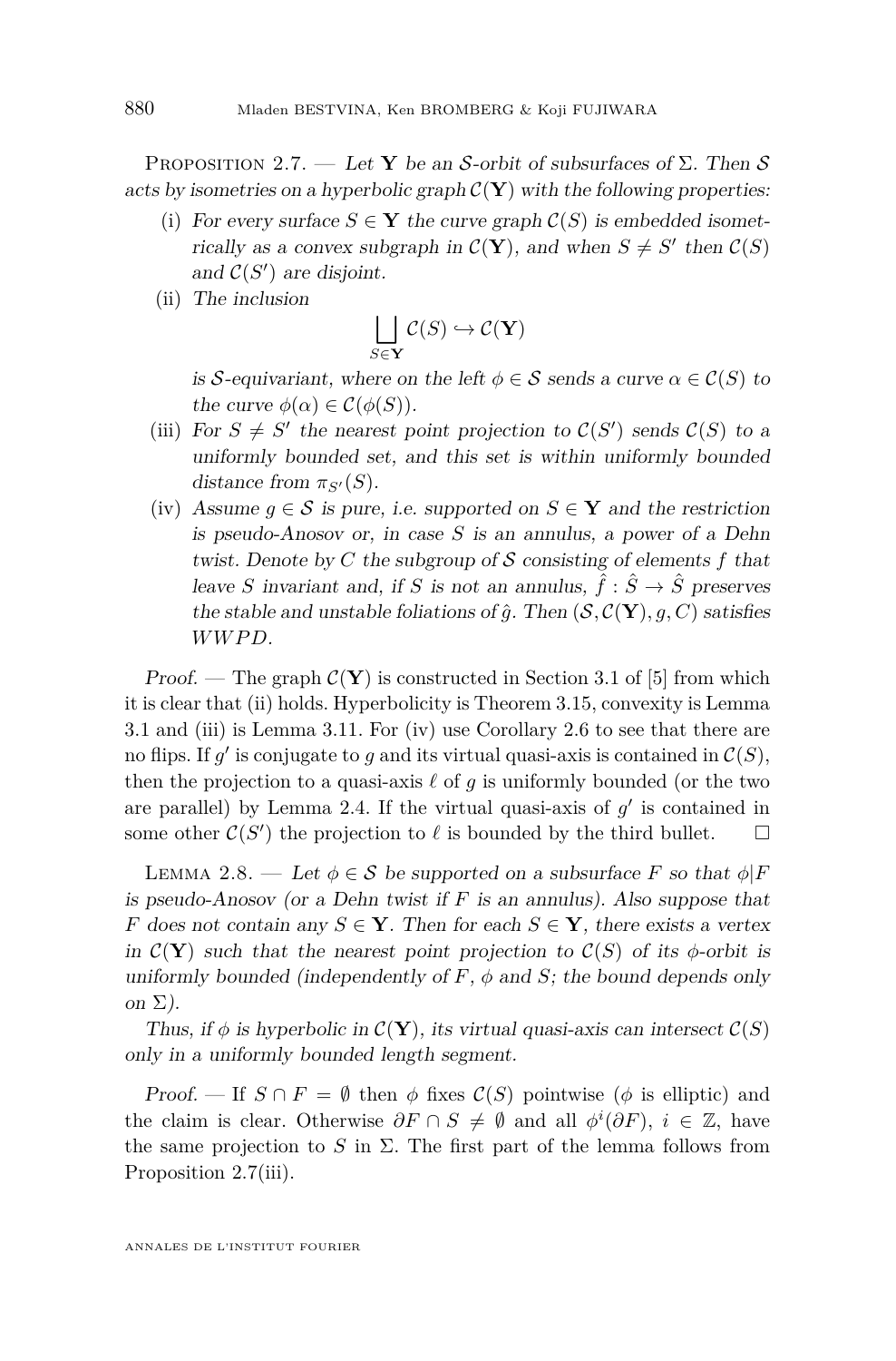Proposition 2.7. — *Let $\mathbf{Y}$ be an $\mathcal{S}$-orbit of subsurfaces of $\Sigma$. Then $\mathcal{S}$ acts by isometries on a hyperbolic graph $\mathcal{C}(\mathbf{Y})$ with the following properties:*

(i) *For every surface $S \in \mathbf{Y}$ the curve graph $\mathcal{C}(S)$ is embedded isometrically as a convex subgraph in $\mathcal{C}(\mathbf{Y})$, and when $S \neq S'$ then $\mathcal{C}(S)$ and $\mathcal{C}(S')$ are disjoint.*

(ii) *The inclusion*

$$\bigsqcup_{S \in \mathbf{Y}} \mathcal{C}(S) \hookrightarrow \mathcal{C}(\mathbf{Y})$$

*is $\mathcal{S}$-equivariant, where on the left $\phi \in \mathcal{S}$ sends a curve $\alpha \in \mathcal{C}(S)$ to the curve $\phi(\alpha) \in \mathcal{C}(\phi(S))$.*

(iii) *For $S \neq S'$ the nearest point projection to $\mathcal{C}(S')$ sends $\mathcal{C}(S)$ to a uniformly bounded set, and this set is within uniformly bounded distance from $\pi_{S'}(S)$.*

(iv) *Assume $g \in \mathcal{S}$ is pure, i.e. supported on $S \in \mathbf{Y}$ and the restriction is pseudo-Anosov or, in case $S$ is an annulus, a power of a Dehn twist. Denote by $C$ the subgroup of $\mathcal{S}$ consisting of elements $f$ that leave $S$ invariant and, if $S$ is not an annulus, $\hat{f} : \hat{S} \to \hat{S}$ preserves the stable and unstable foliations of $\hat{g}$. Then $(\mathcal{S}, \mathcal{C}(\mathbf{Y}), g, C)$ satisfies WWPD.*

*Proof.* — The graph $\mathcal{C}(\mathbf{Y})$ is constructed in Section 3.1 of [5] from which it is clear that (ii) holds. Hyperbolicity is Theorem 3.15, convexity is Lemma 3.1 and (iii) is Lemma 3.11. For (iv) use Corollary 2.6 to see that there are no flips. If $g'$ is conjugate to $g$ and its virtual quasi-axis is contained in $\mathcal{C}(S)$, then the projection to a quasi-axis $\ell$ of $g$ is uniformly bounded (or the two are parallel) by Lemma 2.4. If the virtual quasi-axis of $g'$ is contained in some other $\mathcal{C}(S')$ the projection to $\ell$ is bounded by the third bullet. $\square$

Lemma 2.8. — *Let $\phi \in \mathcal{S}$ be supported on a subsurface $F$ so that $\phi|F$ is pseudo-Anosov (or a Dehn twist if $F$ is an annulus). Also suppose that $F$ does not contain any $S \in \mathbf{Y}$. Then for each $S \in \mathbf{Y}$, there exists a vertex in $\mathcal{C}(\mathbf{Y})$ such that the nearest point projection to $\mathcal{C}(S)$ of its $\phi$-orbit is uniformly bounded (independently of $F$, $\phi$ and $S$; the bound depends only on $\Sigma$).*

*Thus, if $\phi$ is hyperbolic in $\mathcal{C}(\mathbf{Y})$, its virtual quasi-axis can intersect $\mathcal{C}(S)$ only in a uniformly bounded length segment.*

*Proof.* — If $S \cap F = \emptyset$ then $\phi$ fixes $\mathcal{C}(S)$ pointwise ($\phi$ is elliptic) and the claim is clear. Otherwise $\partial F \cap S \neq \emptyset$ and all $\phi^i(\partial F)$, $i \in \mathbb{Z}$, have the same projection to $S$ in $\Sigma$. The first part of the lemma follows from Proposition 2.7(iii).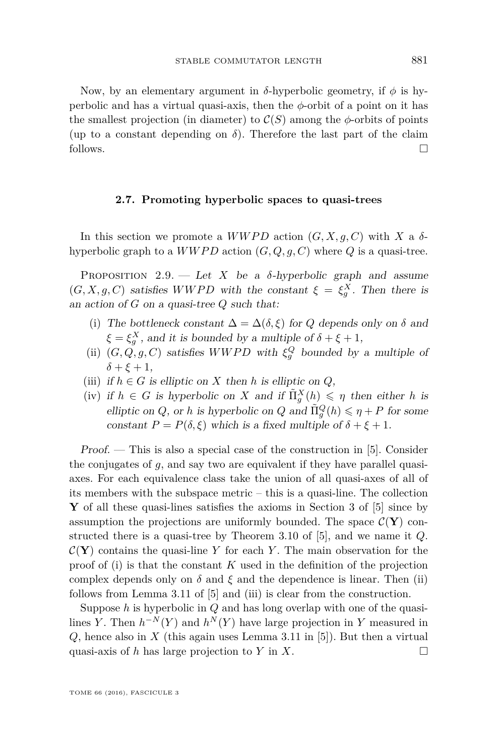Now, by an elementary argument in $\delta$-hyperbolic geometry, if $\phi$ is hyperbolic and has a virtual quasi-axis, then the $\phi$-orbit of a point on it has the smallest projection (in diameter) to $\mathcal{C}(S)$ among the $\phi$-orbits of points (up to a constant depending on $\delta$). Therefore the last part of the claim follows. $\square$

### 2.7. Promoting hyperbolic spaces to quasi-trees

In this section we promote a $WWPD$ action $(G, X, g, C)$ with $X$ a $\delta$-hyperbolic graph to a $WWPD$ action $(G, Q, g, C)$ where $Q$ is a quasi-tree.

Proposition 2.9. — *Let $X$ be a $\delta$-hyperbolic graph and assume $(G, X, g, C)$ satisfies $WWPD$ with the constant $\xi = \xi_g^X$. Then there is an action of $G$ on a quasi-tree $Q$ such that:*

(i) *The bottleneck constant $\Delta = \Delta(\delta, \xi)$ for $Q$ depends only on $\delta$ and $\xi = \xi_g^X$, and it is bounded by a multiple of $\delta + \xi + 1$,*

(ii) *$(G, Q, g, C)$ satisfies $WWPD$ with $\xi_g^Q$ bounded by a multiple of $\delta + \xi + 1$,*

(iii) *if $h \in G$ is elliptic on $X$ then $h$ is elliptic on $Q$,*

(iv) *if $h \in G$ is hyperbolic on $X$ and if $\tilde{\Pi}_g^X(h) \leqslant \eta$ then either $h$ is elliptic on $Q$, or $h$ is hyperbolic on $Q$ and $\tilde{\Pi}_g^Q(h) \leqslant \eta + P$ for some constant $P = P(\delta, \xi)$ which is a fixed multiple of $\delta + \xi + 1$.*

*Proof.* — This is also a special case of the construction in [5]. Consider the conjugates of $g$, and say two are equivalent if they have parallel quasi-axes. For each equivalence class take the union of all quasi-axes of all of its members with the subspace metric – this is a quasi-line. The collection $\mathbf{Y}$ of all these quasi-lines satisfies the axioms in Section 3 of [5] since by assumption the projections are uniformly bounded. The space $\mathcal{C}(\mathbf{Y})$ constructed there is a quasi-tree by Theorem 3.10 of [5], and we name it $Q$. $\mathcal{C}(\mathbf{Y})$ contains the quasi-line $Y$ for each $Y$. The main observation for the proof of (i) is that the constant $K$ used in the definition of the projection complex depends only on $\delta$ and $\xi$ and the dependence is linear. Then (ii) follows from Lemma 3.11 of [5] and (iii) is clear from the construction.

Suppose $h$ is hyperbolic in $Q$ and has long overlap with one of the quasi-lines $Y$. Then $h^{-N}(Y)$ and $h^N(Y)$ have large projection in $Y$ measured in $Q$, hence also in $X$ (this again uses Lemma 3.11 in [5]). But then a virtual quasi-axis of $h$ has large projection to $Y$ in $X$. $\square$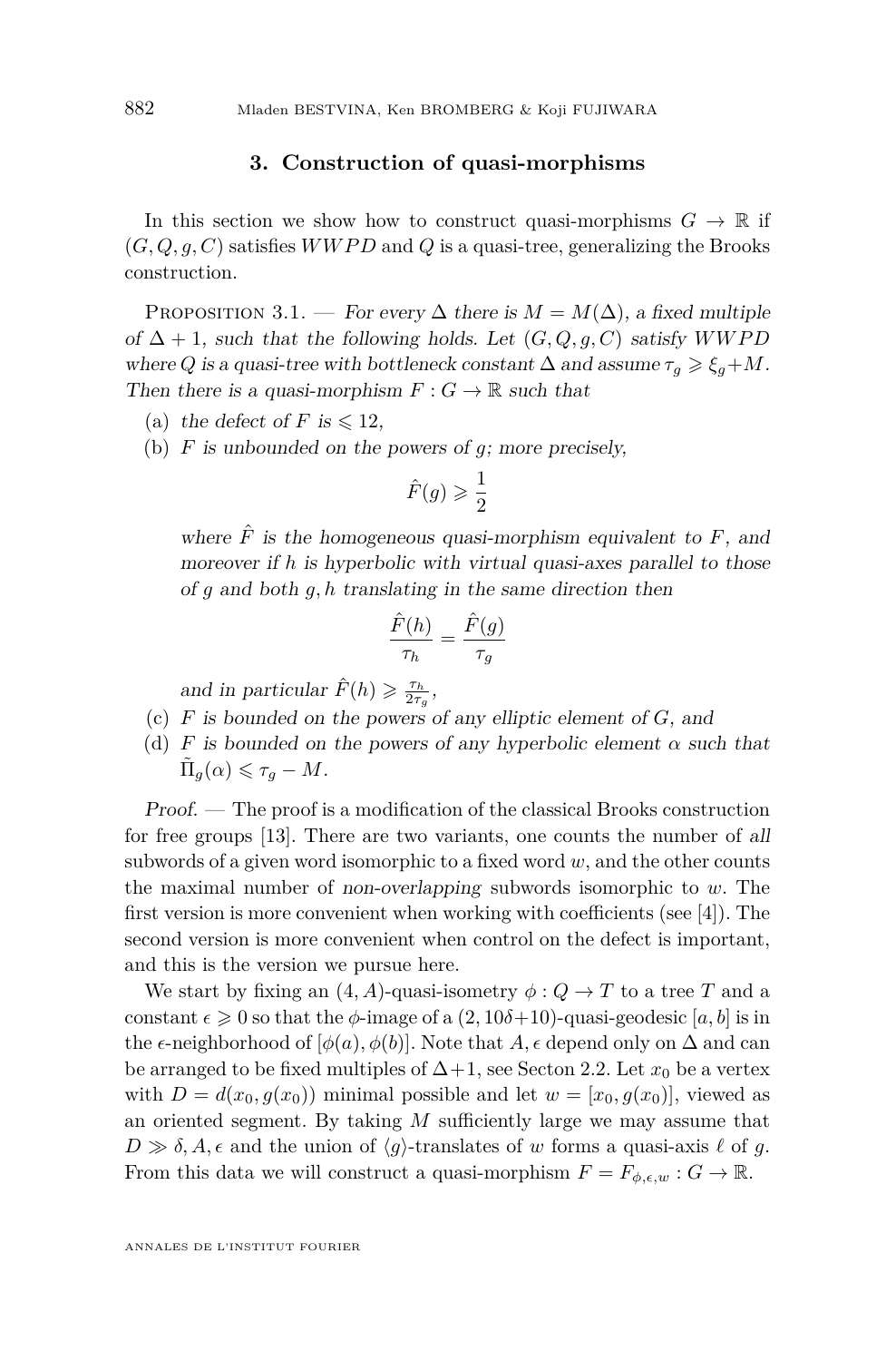## 3. Construction of quasi-morphisms

In this section we show how to construct quasi-morphisms $G \to \mathbb{R}$ if $(G, Q, g, C)$ satisfies $WWPD$ and $Q$ is a quasi-tree, generalizing the Brooks construction.

Proposition 3.1. — *For every $\Delta$ there is $M = M(\Delta)$, a fixed multiple of $\Delta + 1$, such that the following holds. Let $(G, Q, g, C)$ satisfy $WWPD$ where $Q$ is a quasi-tree with bottleneck constant $\Delta$ and assume $\tau_g \geqslant \xi_g + M$. Then there is a quasi-morphism $F : G \to \mathbb{R}$ such that*

(a) *the defect of $F$ is $\leqslant 12$,*

(b) *$F$ is unbounded on the powers of $g$; more precisely,*

$$\hat{F}(g) \geqslant \frac{1}{2}$$

*where $\hat{F}$ is the homogeneous quasi-morphism equivalent to $F$, and moreover if $h$ is hyperbolic with virtual quasi-axes parallel to those of $g$ and both $g, h$ translating in the same direction then*

$$\frac{\hat{F}(h)}{\tau_h} = \frac{\hat{F}(g)}{\tau_g}$$

*and in particular $\hat{F}(h) \geqslant \frac{\tau_h}{2\tau_g}$,*

(c) *$F$ is bounded on the powers of any elliptic element of $G$, and*

(d) *$F$ is bounded on the powers of any hyperbolic element $\alpha$ such that $\tilde{\Pi}_g(\alpha) \leqslant \tau_g - M$.*

*Proof.* — The proof is a modification of the classical Brooks construction for free groups [13]. There are two variants, one counts the number of *all* subwords of a given word isomorphic to a fixed word $w$, and the other counts the maximal number of *non-overlapping* subwords isomorphic to $w$. The first version is more convenient when working with coefficients (see [4]). The second version is more convenient when control on the defect is important, and this is the version we pursue here.

We start by fixing an $(4, A)$-quasi-isometry $\phi : Q \to T$ to a tree $T$ and a constant $\epsilon \geqslant 0$ so that the $\phi$-image of a $(2, 10\delta+10)$-quasi-geodesic $[a, b]$ is in the $\epsilon$-neighborhood of $[\phi(a), \phi(b)]$. Note that $A, \epsilon$ depend only on $\Delta$ and can be arranged to be fixed multiples of $\Delta+1$, see Secton 2.2. Let $x_0$ be a vertex with $D = d(x_0, g(x_0))$ minimal possible and let $w = [x_0, g(x_0)]$, viewed as an oriented segment. By taking $M$ sufficiently large we may assume that $D \gg \delta, A, \epsilon$ and the union of $\langle g \rangle$-translates of $w$ forms a quasi-axis $\ell$ of $g$. From this data we will construct a quasi-morphism $F = F_{\phi,\epsilon,w} : G \to \mathbb{R}$.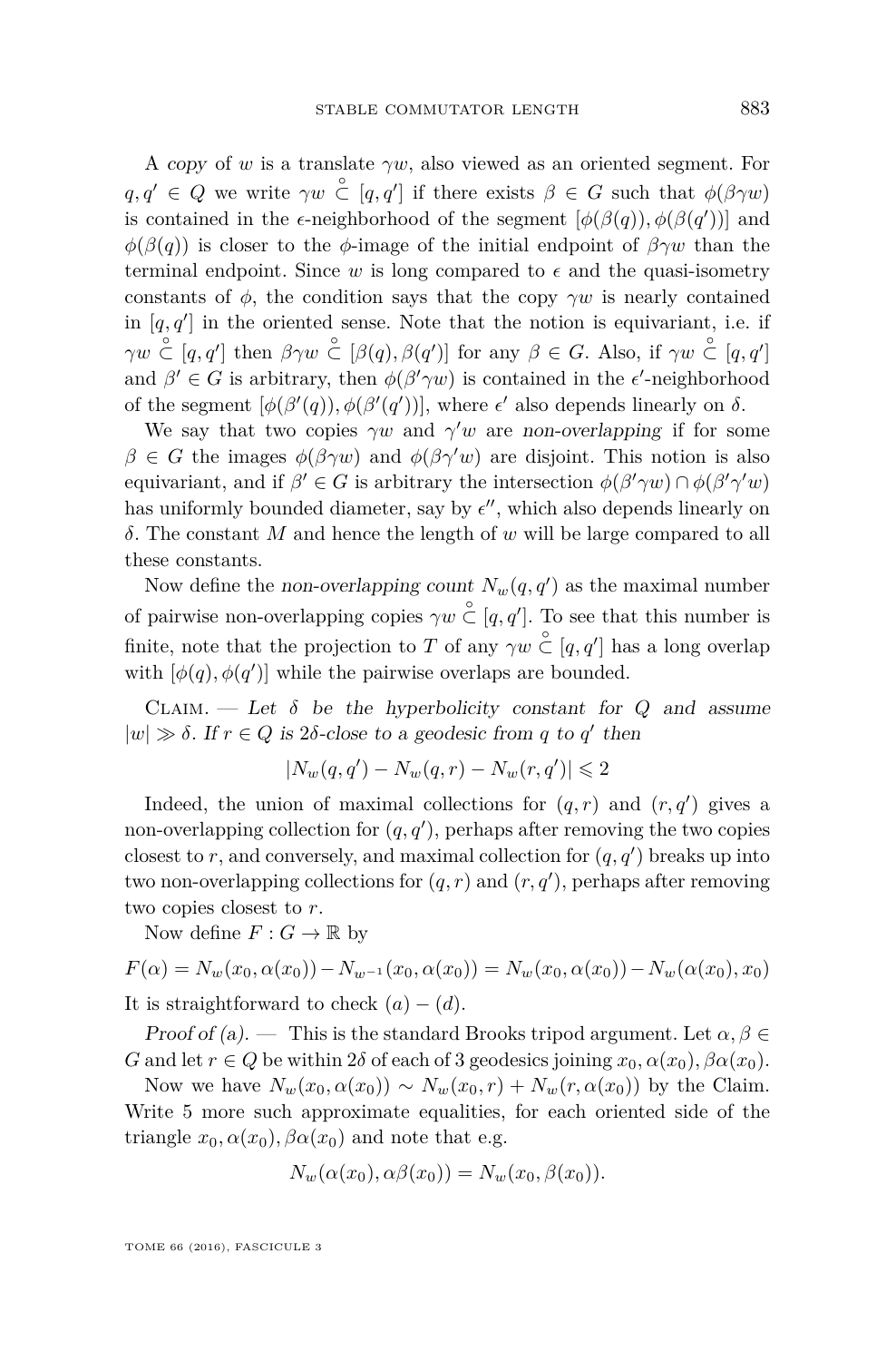A *copy* of $w$ is a translate $\gamma w$, also viewed as an oriented segment. For $q, q' \in Q$ we write $\gamma w \overset{\circ}{\subset} [q, q']$ if there exists $\beta \in G$ such that $\phi(\beta\gamma w)$ is contained in the $\epsilon$-neighborhood of the segment $[\phi(\beta(q)), \phi(\beta(q'))]$ and $\phi(\beta(q))$ is closer to the $\phi$-image of the initial endpoint of $\beta\gamma w$ than the terminal endpoint. Since $w$ is long compared to $\epsilon$ and the quasi-isometry constants of $\phi$, the condition says that the copy $\gamma w$ is nearly contained in $[q, q']$ in the oriented sense. Note that the notion is equivariant, i.e. if $\gamma w \overset{\circ}{\subset} [q, q']$ then $\beta\gamma w \overset{\circ}{\subset} [\beta(q), \beta(q')]$ for any $\beta \in G$. Also, if $\gamma w \overset{\circ}{\subset} [q, q']$ and $\beta' \in G$ is arbitrary, then $\phi(\beta'\gamma w)$ is contained in the $\epsilon'$-neighborhood of the segment $[\phi(\beta'(q)), \phi(\beta'(q'))]$, where $\epsilon'$ also depends linearly on $\delta$.

We say that two copies $\gamma w$ and $\gamma' w$ are *non-overlapping* if for some $\beta \in G$ the images $\phi(\beta\gamma w)$ and $\phi(\beta\gamma' w)$ are disjoint. This notion is also equivariant, and if $\beta' \in G$ is arbitrary the intersection $\phi(\beta'\gamma w) \cap \phi(\beta'\gamma' w)$ has uniformly bounded diameter, say by $\epsilon''$, which also depends linearly on $\delta$. The constant $M$ and hence the length of $w$ will be large compared to all these constants.

Now define the *non-overlapping count* $N_w(q, q')$ as the maximal number of pairwise non-overlapping copies $\gamma w \overset{\circ}{\subset} [q, q']$. To see that this number is finite, note that the projection to $T$ of any $\gamma w \overset{\circ}{\subset} [q, q']$ has a long overlap with $[\phi(q), \phi(q')]$ while the pairwise overlaps are bounded.

Claim. — *Let $\delta$ be the hyperbolicity constant for $Q$ and assume $|w| \gg \delta$. If $r \in Q$ is $2\delta$-close to a geodesic from $q$ to $q'$ then*

$$|N_w(q, q') - N_w(q, r) - N_w(r, q')| \leqslant 2$$

Indeed, the union of maximal collections for $(q, r)$ and $(r, q')$ gives a non-overlapping collection for $(q, q')$, perhaps after removing the two copies closest to $r$, and conversely, and maximal collection for $(q, q')$ breaks up into two non-overlapping collections for $(q, r)$ and $(r, q')$, perhaps after removing two copies closest to $r$.

Now define $F : G \to \mathbb{R}$ by

$$F(\alpha) = N_w(x_0, \alpha(x_0)) - N_{w^{-1}}(x_0, \alpha(x_0)) = N_w(x_0, \alpha(x_0)) - N_w(\alpha(x_0), x_0)$$

It is straightforward to check $(a) - (d)$.

*Proof of (a).* — This is the standard Brooks tripod argument. Let $\alpha, \beta \in G$ and let $r \in Q$ be within $2\delta$ of each of 3 geodesics joining $x_0, \alpha(x_0), \beta\alpha(x_0)$.

Now we have $N_w(x_0, \alpha(x_0)) \sim N_w(x_0, r) + N_w(r, \alpha(x_0))$ by the Claim. Write 5 more such approximate equalities, for each oriented side of the triangle $x_0, \alpha(x_0), \beta\alpha(x_0)$ and note that e.g.

$$N_w(\alpha(x_0), \alpha\beta(x_0)) = N_w(x_0, \beta(x_0)).$$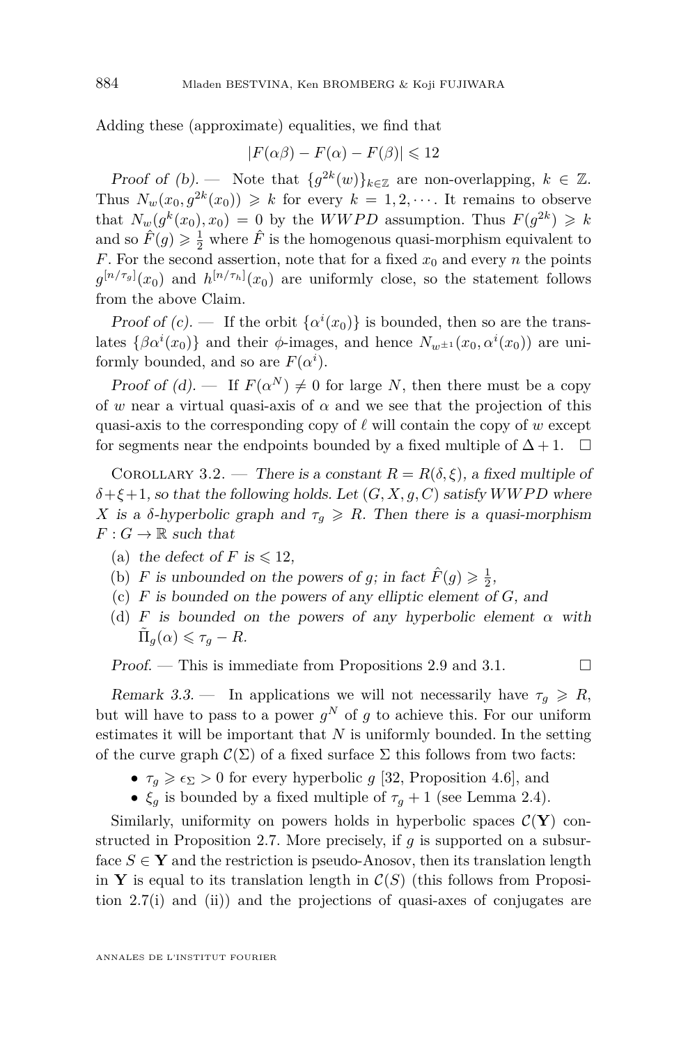Adding these (approximate) equalities, we find that

$$|F(\alpha\beta) - F(\alpha) - F(\beta)| \leqslant 12$$

*Proof of (b).* — Note that $\{g^{2k}(w)\}_{k\in\mathbb{Z}}$ are non-overlapping, $k \in \mathbb{Z}$. Thus $N_w(x_0, g^{2k}(x_0)) \geqslant k$ for every $k = 1, 2, \cdots$. It remains to observe that $N_w(g^k(x_0), x_0) = 0$ by the $WWPD$ assumption. Thus $F(g^{2k}) \geqslant k$ and so $\hat{F}(g) \geqslant \frac{1}{2}$ where $\hat{F}$ is the homogenous quasi-morphism equivalent to $F$. For the second assertion, note that for a fixed $x_0$ and every $n$ the points $g^{[n/\tau_g]}(x_0)$ and $h^{[n/\tau_h]}(x_0)$ are uniformly close, so the statement follows from the above Claim.

*Proof of (c).* — If the orbit $\{\alpha^i(x_0)\}$ is bounded, then so are the translates $\{\beta\alpha^i(x_0)\}$ and their $\phi$-images, and hence $N_{w^{\pm 1}}(x_0, \alpha^i(x_0))$ are uniformly bounded, and so are $F(\alpha^i)$.

*Proof of (d).* — If $F(\alpha^N) \neq 0$ for large $N$, then there must be a copy of $w$ near a virtual quasi-axis of $\alpha$ and we see that the projection of this quasi-axis to the corresponding copy of $\ell$ will contain the copy of $w$ except for segments near the endpoints bounded by a fixed multiple of $\Delta + 1$. □

Corollary 3.2. — *There is a constant $R = R(\delta, \xi)$, a fixed multiple of $\delta + \xi + 1$, so that the following holds. Let $(G, X, g, C)$ satisfy $WWPD$ where $X$ is a $\delta$-hyperbolic graph and $\tau_g \geqslant R$. Then there is a quasi-morphism $F : G \to \mathbb{R}$ such that*

- (a) *the defect of $F$ is $\leqslant 12$,*
- (b) *$F$ is unbounded on the powers of $g$; in fact $\hat{F}(g) \geqslant \frac{1}{2}$,*
- (c) *$F$ is bounded on the powers of any elliptic element of $G$, and*
- (d) *$F$ is bounded on the powers of any hyperbolic element $\alpha$ with $\tilde{\Pi}_g(\alpha) \leqslant \tau_g - R$.*

*Proof.* — This is immediate from Propositions 2.9 and 3.1. □

*Remark 3.3.* — In applications we will not necessarily have $\tau_g \geqslant R$, but will have to pass to a power $g^N$ of $g$ to achieve this. For our uniform estimates it will be important that $N$ is uniformly bounded. In the setting of the curve graph $\mathcal{C}(\Sigma)$ of a fixed surface $\Sigma$ this follows from two facts:

- $\tau_g \geqslant \epsilon_\Sigma > 0$ for every hyperbolic $g$ [32, Proposition 4.6], and
- $\xi_g$ is bounded by a fixed multiple of $\tau_g + 1$ (see Lemma 2.4).

Similarly, uniformity on powers holds in hyperbolic spaces $\mathcal{C}(\mathbf{Y})$ constructed in Proposition 2.7. More precisely, if $g$ is supported on a subsurface $S \in \mathbf{Y}$ and the restriction is pseudo-Anosov, then its translation length in $\mathbf{Y}$ is equal to its translation length in $\mathcal{C}(S)$ (this follows from Proposition 2.7(i) and (ii)) and the projections of quasi-axes of conjugates are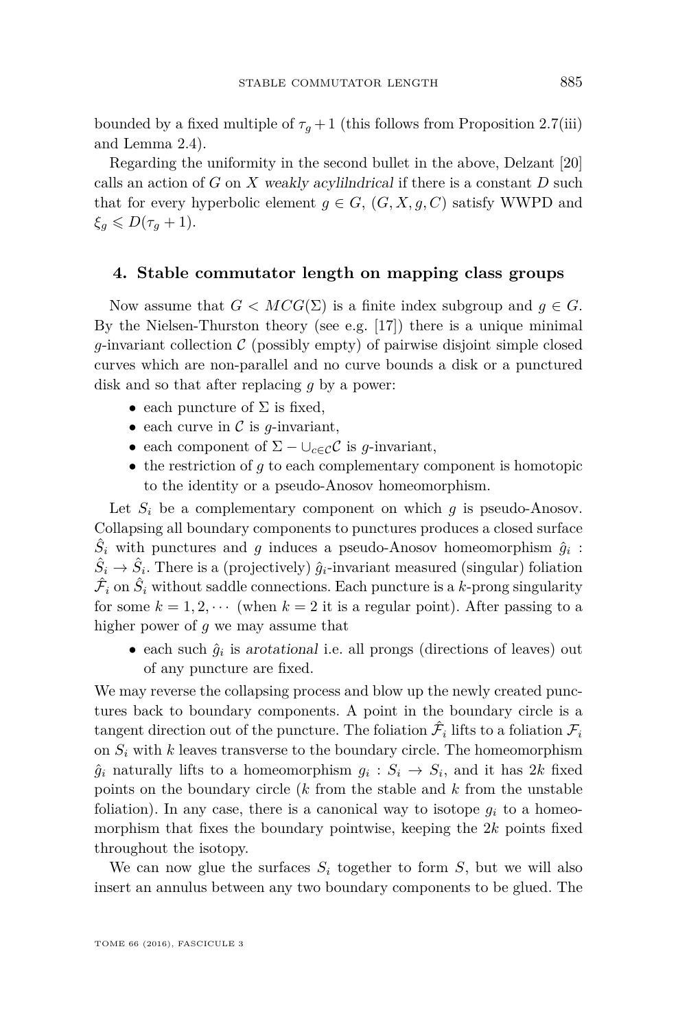bounded by a fixed multiple of $\tau_g + 1$ (this follows from Proposition 2.7(iii) and Lemma 2.4).

Regarding the uniformity in the second bullet in the above, Delzant [20] calls an action of $G$ on $X$ *weakly acylilndrical* if there is a constant $D$ such that for every hyperbolic element $g \in G$, $(G, X, g, C)$ satisfy WWPD and $\xi_g \leqslant D(\tau_g + 1)$.

## 4. Stable commutator length on mapping class groups

Now assume that $G < MCG(\Sigma)$ is a finite index subgroup and $g \in G$. By the Nielsen-Thurston theory (see e.g. [17]) there is a unique minimal $g$-invariant collection $\mathcal{C}$ (possibly empty) of pairwise disjoint simple closed curves which are non-parallel and no curve bounds a disk or a punctured disk and so that after replacing $g$ by a power:

- each puncture of $\Sigma$ is fixed,
- each curve in $\mathcal{C}$ is $g$-invariant,
- each component of $\Sigma - \cup_{c \in \mathcal{C}} \mathcal{C}$ is $g$-invariant,
- the restriction of $g$ to each complementary component is homotopic to the identity or a pseudo-Anosov homeomorphism.

Let $S_i$ be a complementary component on which $g$ is pseudo-Anosov. Collapsing all boundary components to punctures produces a closed surface $\hat{S}_i$ with punctures and $g$ induces a pseudo-Anosov homeomorphism $\hat{g}_i : \hat{S}_i \to \hat{S}_i$. There is a (projectively) $\hat{g}_i$-invariant measured (singular) foliation $\hat{\mathcal{F}}_i$ on $\hat{S}_i$ without saddle connections. Each puncture is a $k$-prong singularity for some $k = 1, 2, \cdots$ (when $k = 2$ it is a regular point). After passing to a higher power of $g$ we may assume that

- each such $\hat{g}_i$ is *arotational* i.e. all prongs (directions of leaves) out of any puncture are fixed.

We may reverse the collapsing process and blow up the newly created punctures back to boundary components. A point in the boundary circle is a tangent direction out of the puncture. The foliation $\hat{\mathcal{F}}_i$ lifts to a foliation $\mathcal{F}_i$ on $S_i$ with $k$ leaves transverse to the boundary circle. The homeomorphism $\hat{g}_i$ naturally lifts to a homeomorphism $g_i : S_i \to S_i$, and it has $2k$ fixed points on the boundary circle ($k$ from the stable and $k$ from the unstable foliation). In any case, there is a canonical way to isotope $g_i$ to a homeomorphism that fixes the boundary pointwise, keeping the $2k$ points fixed throughout the isotopy.

We can now glue the surfaces $S_i$ together to form $S$, but we will also insert an annulus between any two boundary components to be glued. The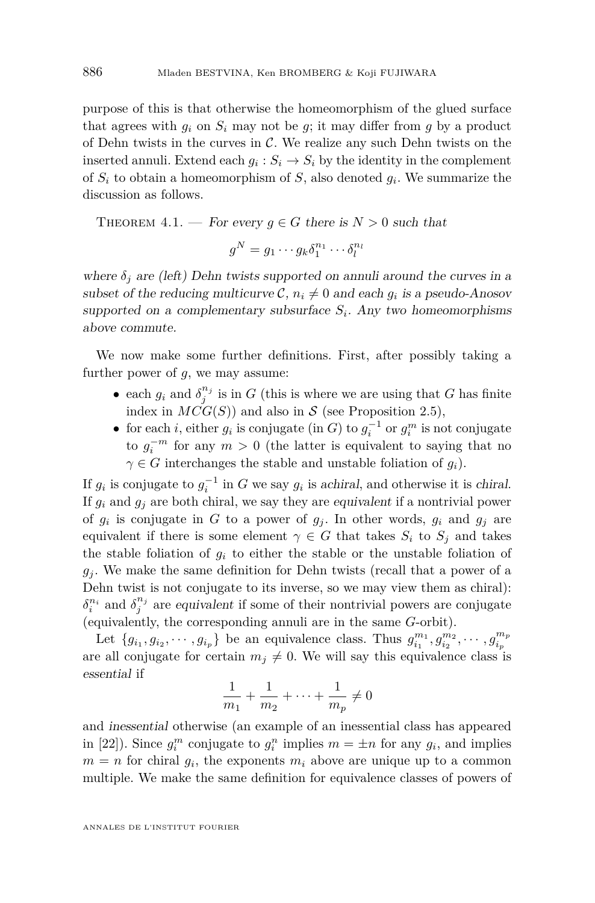purpose of this is that otherwise the homeomorphism of the glued surface that agrees with $g_i$ on $S_i$ may not be $g$; it may differ from $g$ by a product of Dehn twists in the curves in $\mathcal{C}$. We realize any such Dehn twists on the inserted annuli. Extend each $g_i : S_i \to S_i$ by the identity in the complement of $S_i$ to obtain a homeomorphism of $S$, also denoted $g_i$. We summarize the discussion as follows.

Theorem 4.1. — *For every $g \in G$ there is $N > 0$ such that*

$$g^N = g_1 \cdots g_k \delta_1^{n_1} \cdots \delta_l^{n_l}$$

*where $\delta_j$ are (left) Dehn twists supported on annuli around the curves in a subset of the reducing multicurve $\mathcal{C}$, $n_i \neq 0$ and each $g_i$ is a pseudo-Anosov supported on a complementary subsurface $S_i$. Any two homeomorphisms above commute.*

We now make some further definitions. First, after possibly taking a further power of $g$, we may assume:

- each $g_i$ and $\delta_j^{n_j}$ is in $G$ (this is where we are using that $G$ has finite index in $MCG(S)$) and also in $\mathcal{S}$ (see Proposition 2.5),
- for each $i$, either $g_i$ is conjugate (in $G$) to $g_i^{-1}$ or $g_i^m$ is not conjugate to $g_i^{-m}$ for any $m > 0$ (the latter is equivalent to saying that no $\gamma \in G$ interchanges the stable and unstable foliation of $g_i$).

If $g_i$ is conjugate to $g_i^{-1}$ in $G$ we say $g_i$ is *achiral*, and otherwise it is *chiral*. If $g_i$ and $g_j$ are both chiral, we say they are *equivalent* if a nontrivial power of $g_i$ is conjugate in $G$ to a power of $g_j$. In other words, $g_i$ and $g_j$ are equivalent if there is some element $\gamma \in G$ that takes $S_i$ to $S_j$ and takes the stable foliation of $g_i$ to either the stable or the unstable foliation of $g_j$. We make the same definition for Dehn twists (recall that a power of a Dehn twist is not conjugate to its inverse, so we may view them as chiral): $\delta_i^{n_i}$ and $\delta_j^{n_j}$ are *equivalent* if some of their nontrivial powers are conjugate (equivalently, the corresponding annuli are in the same $G$-orbit).

Let $\{g_{i_1}, g_{i_2}, \cdots, g_{i_p}\}$ be an equivalence class. Thus $g_{i_1}^{m_1}, g_{i_2}^{m_2}, \cdots, g_{i_p}^{m_p}$ are all conjugate for certain $m_j \neq 0$. We will say this equivalence class is *essential* if

$$\frac{1}{m_1} + \frac{1}{m_2} + \cdots + \frac{1}{m_p} \neq 0$$

and *inessential* otherwise (an example of an inessential class has appeared in [22]). Since $g_i^m$ conjugate to $g_i^n$ implies $m = \pm n$ for any $g_i$, and implies $m = n$ for chiral $g_i$, the exponents $m_i$ above are unique up to a common multiple. We make the same definition for equivalence classes of powers of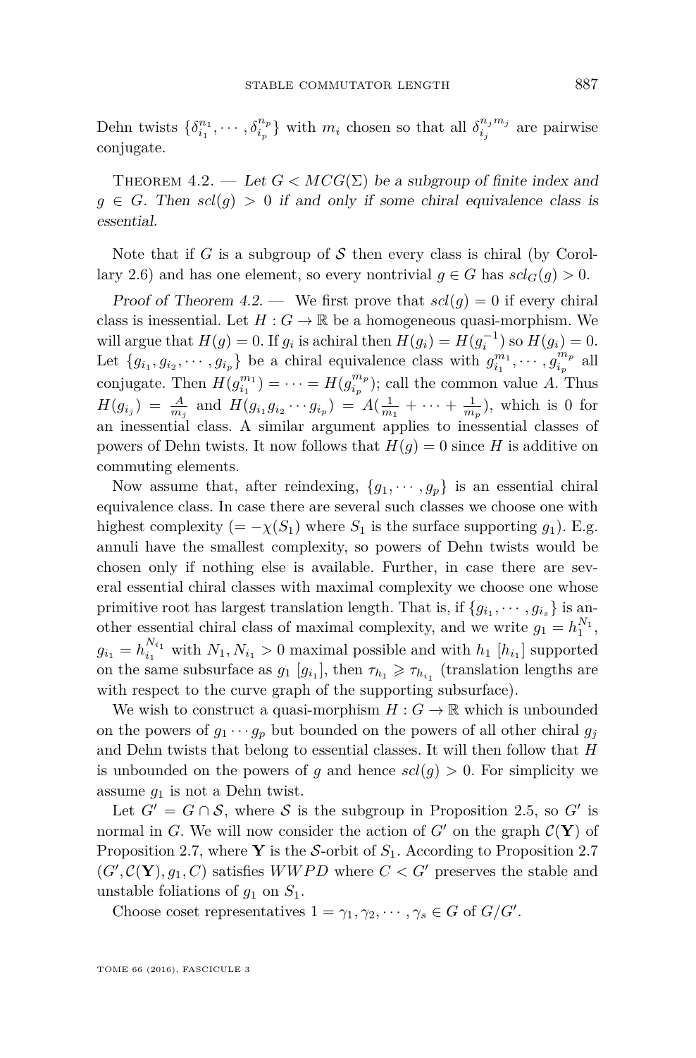Dehn twists $\{\delta_{i_1}^{n_1}, \cdots, \delta_{i_p}^{n_p}\}$ with $m_i$ chosen so that all $\delta_{i_j}^{n_j m_j}$ are pairwise conjugate.

Theorem 4.2. — *Let $G < MCG(\Sigma)$ be a subgroup of finite index and $g \in G$. Then $scl(g) > 0$ if and only if some chiral equivalence class is essential.*

Note that if $G$ is a subgroup of $\mathcal{S}$ then every class is chiral (by Corollary 2.6) and has one element, so every nontrivial $g \in G$ has $scl_G(g) > 0$.

*Proof of Theorem 4.2.* — We first prove that $scl(g) = 0$ if every chiral class is inessential. Let $H : G \to \mathbb{R}$ be a homogeneous quasi-morphism. We will argue that $H(g) = 0$. If $g_i$ is achiral then $H(g_i) = H(g_i^{-1})$ so $H(g_i) = 0$. Let $\{g_{i_1}, g_{i_2}, \cdots, g_{i_p}\}$ be a chiral equivalence class with $g_{i_1}^{m_1}, \cdots, g_{i_p}^{m_p}$ all conjugate. Then $H(g_{i_1}^{m_1}) = \cdots = H(g_{i_p}^{m_p})$; call the common value $A$. Thus $H(g_{i_j}) = \frac{A}{m_j}$ and $H(g_{i_1} g_{i_2} \cdots g_{i_p}) = A(\frac{1}{m_1} + \cdots + \frac{1}{m_p})$, which is 0 for an inessential class. A similar argument applies to inessential classes of powers of Dehn twists. It now follows that $H(g) = 0$ since $H$ is additive on commuting elements.

Now assume that, after reindexing, $\{g_1, \cdots, g_p\}$ is an essential chiral equivalence class. In case there are several such classes we choose one with highest complexity ($= -\chi(S_1)$ where $S_1$ is the surface supporting $g_1$). E.g. annuli have the smallest complexity, so powers of Dehn twists would be chosen only if nothing else is available. Further, in case there are several essential chiral classes with maximal complexity we choose one whose primitive root has largest translation length. That is, if $\{g_{i_1}, \cdots, g_{i_s}\}$ is another essential chiral class of maximal complexity, and we write $g_1 = h_1^{N_1}$, $g_{i_1} = h_{i_1}^{N_{i_1}}$ with $N_1, N_{i_1} > 0$ maximal possible and with $h_1$ $[h_{i_1}]$ supported on the same subsurface as $g_1$ $[g_{i_1}]$, then $\tau_{h_1} \geqslant \tau_{h_{i_1}}$ (translation lengths are with respect to the curve graph of the supporting subsurface).

We wish to construct a quasi-morphism $H : G \to \mathbb{R}$ which is unbounded on the powers of $g_1 \cdots g_p$ but bounded on the powers of all other chiral $g_j$ and Dehn twists that belong to essential classes. It will then follow that $H$ is unbounded on the powers of $g$ and hence $scl(g) > 0$. For simplicity we assume $g_1$ is not a Dehn twist.

Let $G' = G \cap \mathcal{S}$, where $\mathcal{S}$ is the subgroup in Proposition 2.5, so $G'$ is normal in $G$. We will now consider the action of $G'$ on the graph $\mathcal{C}(\mathbf{Y})$ of Proposition 2.7, where $\mathbf{Y}$ is the $\mathcal{S}$-orbit of $S_1$. According to Proposition 2.7 $(G', \mathcal{C}(\mathbf{Y}), g_1, C)$ satisfies $WWPD$ where $C < G'$ preserves the stable and unstable foliations of $g_1$ on $S_1$.

Choose coset representatives $1 = \gamma_1, \gamma_2, \cdots, \gamma_s \in G$ of $G/G'$.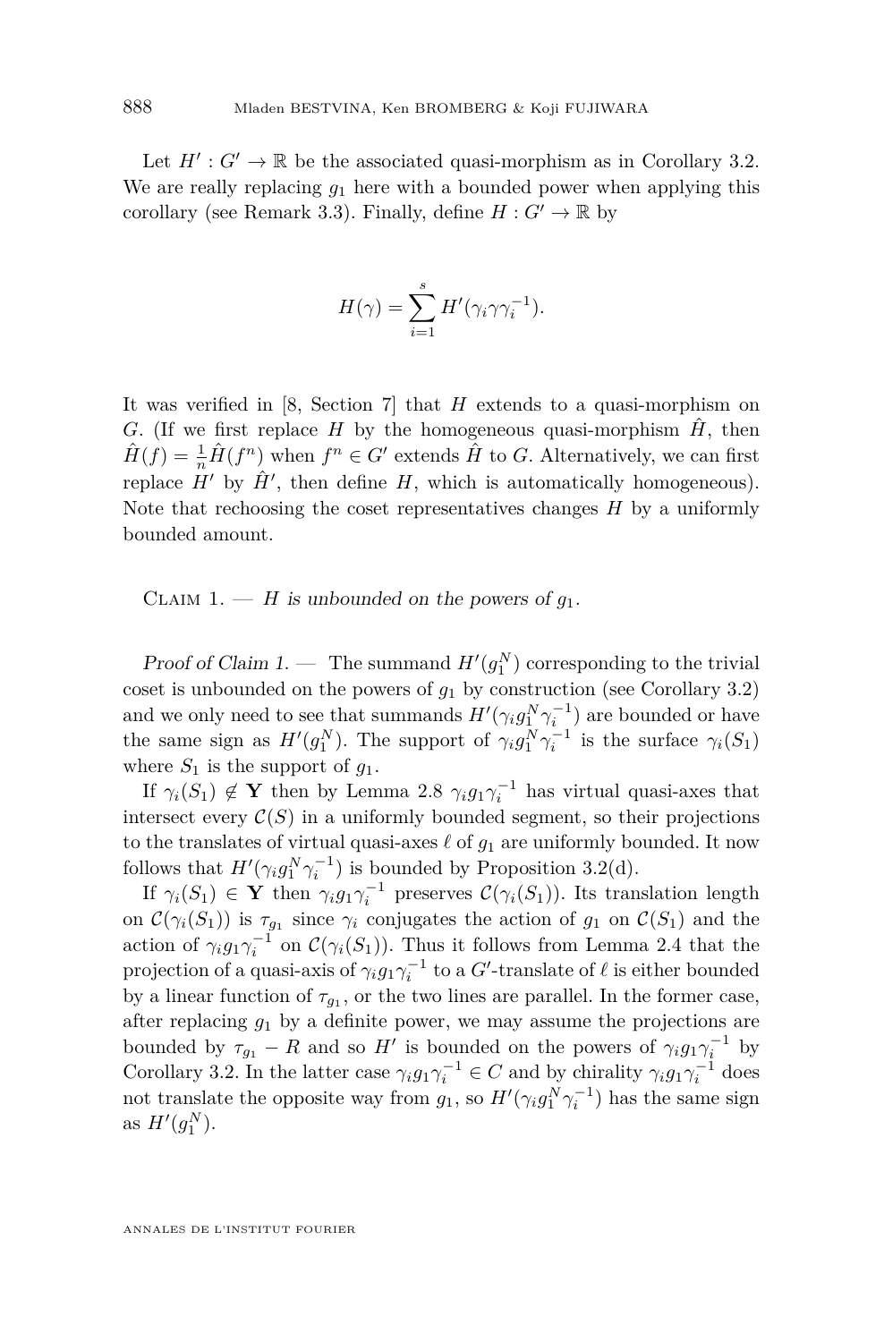Let $H' : G' \to \mathbb{R}$ be the associated quasi-morphism as in Corollary 3.2. We are really replacing $g_1$ here with a bounded power when applying this corollary (see Remark 3.3). Finally, define $H : G' \to \mathbb{R}$ by

$$H(\gamma) = \sum_{i=1}^{s} H'(\gamma_i \gamma \gamma_i^{-1}).$$

It was verified in [8, Section 7] that $H$ extends to a quasi-morphism on $G$. (If we first replace $H$ by the homogeneous quasi-morphism $\hat{H}$, then $\hat{H}(f) = \frac{1}{n}\hat{H}(f^n)$ when $f^n \in G'$ extends $\hat{H}$ to $G$. Alternatively, we can first replace $H'$ by $\hat{H}'$, then define $H$, which is automatically homogeneous). Note that rechoosing the coset representatives changes $H$ by a uniformly bounded amount.

Claim 1. — *$H$ is unbounded on the powers of $g_1$.*

*Proof of Claim 1.* — The summand $H'(g_1^N)$ corresponding to the trivial coset is unbounded on the powers of $g_1$ by construction (see Corollary 3.2) and we only need to see that summands $H'(\gamma_i g_1^N \gamma_i^{-1})$ are bounded or have the same sign as $H'(g_1^N)$. The support of $\gamma_i g_1^N \gamma_i^{-1}$ is the surface $\gamma_i(S_1)$ where $S_1$ is the support of $g_1$.

If $\gamma_i(S_1) \notin \mathbf{Y}$ then by Lemma 2.8 $\gamma_i g_1 \gamma_i^{-1}$ has virtual quasi-axes that intersect every $\mathcal{C}(S)$ in a uniformly bounded segment, so their projections to the translates of virtual quasi-axes $\ell$ of $g_1$ are uniformly bounded. It now follows that $H'(\gamma_i g_1^N \gamma_i^{-1})$ is bounded by Proposition 3.2(d).

If $\gamma_i(S_1) \in \mathbf{Y}$ then $\gamma_i g_1 \gamma_i^{-1}$ preserves $\mathcal{C}(\gamma_i(S_1))$. Its translation length on $\mathcal{C}(\gamma_i(S_1))$ is $\tau_{g_1}$ since $\gamma_i$ conjugates the action of $g_1$ on $\mathcal{C}(S_1)$ and the action of $\gamma_i g_1 \gamma_i^{-1}$ on $\mathcal{C}(\gamma_i(S_1))$. Thus it follows from Lemma 2.4 that the projection of a quasi-axis of $\gamma_i g_1 \gamma_i^{-1}$ to a $G'$-translate of $\ell$ is either bounded by a linear function of $\tau_{g_1}$, or the two lines are parallel. In the former case, after replacing $g_1$ by a definite power, we may assume the projections are bounded by $\tau_{g_1} - R$ and so $H'$ is bounded on the powers of $\gamma_i g_1 \gamma_i^{-1}$ by Corollary 3.2. In the latter case $\gamma_i g_1 \gamma_i^{-1} \in C$ and by chirality $\gamma_i g_1 \gamma_i^{-1}$ does not translate the opposite way from $g_1$, so $H'(\gamma_i g_1^N \gamma_i^{-1})$ has the same sign as $H'(g_1^N)$.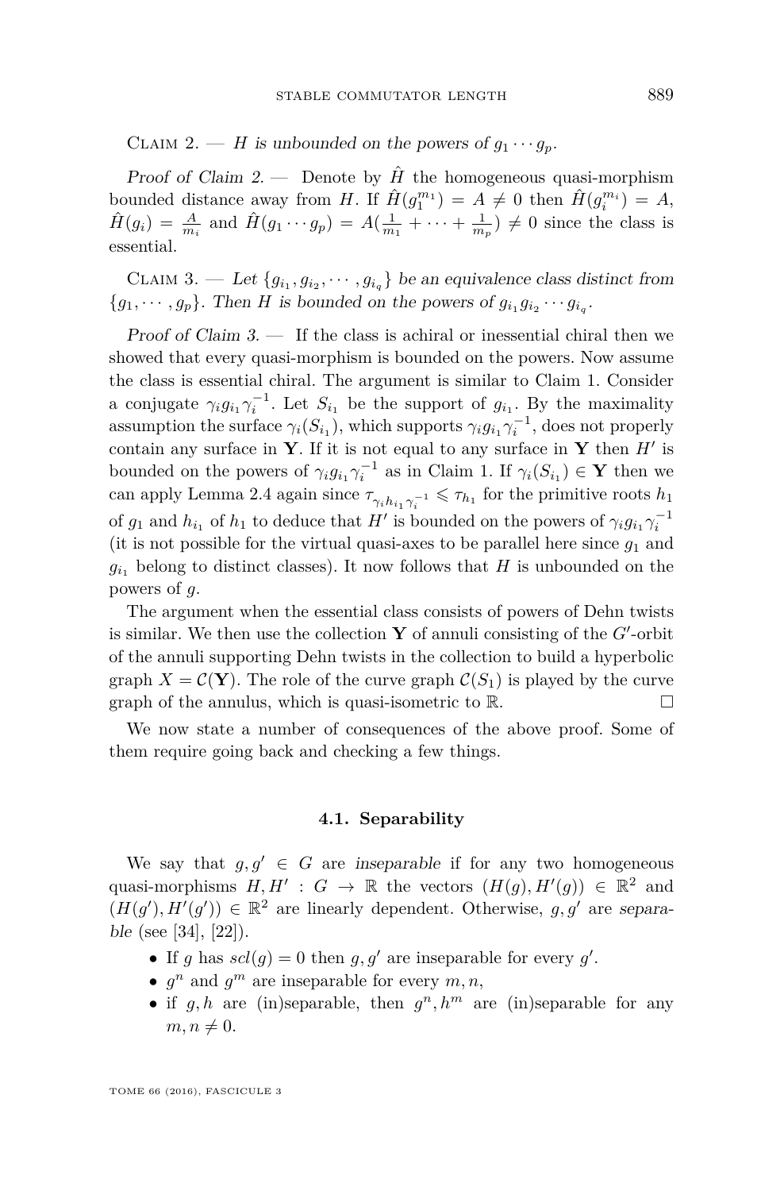Claim 2. — *$H$ is unbounded on the powers of $g_1 \cdots g_p$.*

*Proof of Claim 2.* — Denote by $\hat{H}$ the homogeneous quasi-morphism bounded distance away from $H$. If $\hat{H}(g_1^{m_1}) = A \neq 0$ then $\hat{H}(g_i^{m_i}) = A$, $\hat{H}(g_i) = \frac{A}{m_i}$ and $\hat{H}(g_1 \cdots g_p) = A(\frac{1}{m_1} + \cdots + \frac{1}{m_p}) \neq 0$ since the class is essential.

Claim 3. — *Let $\{g_{i_1}, g_{i_2}, \cdots, g_{i_q}\}$ be an equivalence class distinct from $\{g_1, \cdots, g_p\}$. Then $H$ is bounded on the powers of $g_{i_1} g_{i_2} \cdots g_{i_q}$.*

*Proof of Claim 3.* — If the class is achiral or inessential chiral then we showed that every quasi-morphism is bounded on the powers. Now assume the class is essential chiral. The argument is similar to Claim 1. Consider a conjugate $\gamma_i g_{i_1} \gamma_i^{-1}$. Let $S_{i_1}$ be the support of $g_{i_1}$. By the maximality assumption the surface $\gamma_i(S_{i_1})$, which supports $\gamma_i g_{i_1} \gamma_i^{-1}$, does not properly contain any surface in $\mathbf{Y}$. If it is not equal to any surface in $\mathbf{Y}$ then $H'$ is bounded on the powers of $\gamma_i g_{i_1} \gamma_i^{-1}$ as in Claim 1. If $\gamma_i(S_{i_1}) \in \mathbf{Y}$ then we can apply Lemma 2.4 again since $\tau_{\gamma_i h_{i_1} \gamma_i^{-1}} \leqslant \tau_{h_1}$ for the primitive roots $h_1$ of $g_1$ and $h_{i_1}$ of $h_1$ to deduce that $H'$ is bounded on the powers of $\gamma_i g_{i_1} \gamma_i^{-1}$ (it is not possible for the virtual quasi-axes to be parallel here since $g_1$ and $g_{i_1}$ belong to distinct classes). It now follows that $H$ is unbounded on the powers of $g$.

The argument when the essential class consists of powers of Dehn twists is similar. We then use the collection $\mathbf{Y}$ of annuli consisting of the $G'$-orbit of the annuli supporting Dehn twists in the collection to build a hyperbolic graph $X = \mathcal{C}(\mathbf{Y})$. The role of the curve graph $\mathcal{C}(S_1)$ is played by the curve graph of the annulus, which is quasi-isometric to $\mathbb{R}$. □

We now state a number of consequences of the above proof. Some of them require going back and checking a few things.

### 4.1. Separability

We say that $g, g' \in G$ are *inseparable* if for any two homogeneous quasi-morphisms $H, H' : G \to \mathbb{R}$ the vectors $(H(g), H'(g)) \in \mathbb{R}^2$ and $(H(g'), H'(g')) \in \mathbb{R}^2$ are linearly dependent. Otherwise, $g, g'$ are *separable* (see [34], [22]).

- If $g$ has $scl(g) = 0$ then $g, g'$ are inseparable for every $g'$.
- $g^n$ and $g^m$ are inseparable for every $m, n$,
- if $g, h$ are (in)separable, then $g^n, h^m$ are (in)separable for any $m, n \neq 0$.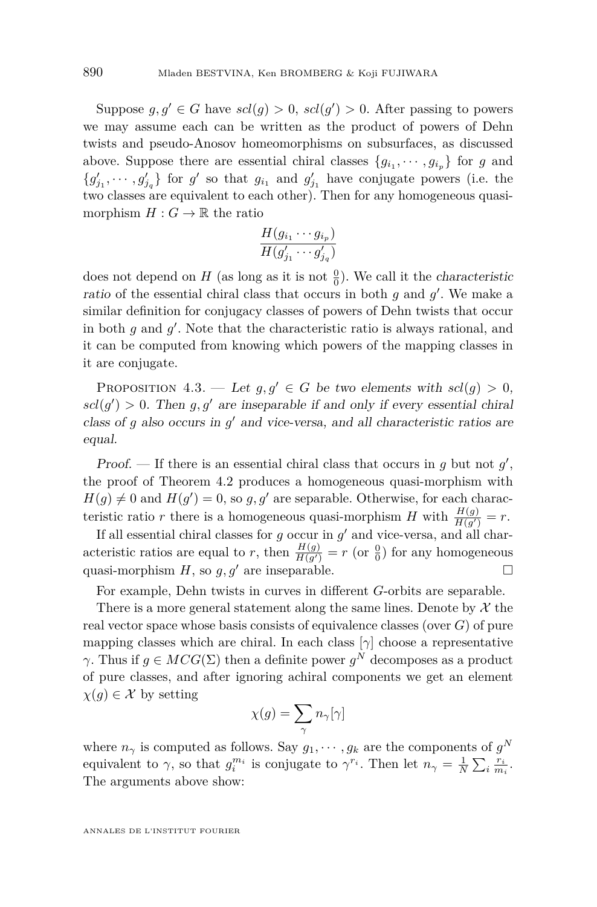Suppose $g, g' \in G$ have $scl(g) > 0$, $scl(g') > 0$. After passing to powers we may assume each can be written as the product of powers of Dehn twists and pseudo-Anosov homeomorphisms on subsurfaces, as discussed above. Suppose there are essential chiral classes $\{g_{i_1}, \cdots, g_{i_p}\}$ for $g$ and $\{g'_{j_1}, \cdots, g'_{j_q}\}$ for $g'$ so that $g_{i_1}$ and $g'_{j_1}$ have conjugate powers (i.e. the two classes are equivalent to each other). Then for any homogeneous quasi-morphism $H : G \to \mathbb{R}$ the ratio

$$\frac{H(g_{i_1} \cdots g_{i_p})}{H(g'_{j_1} \cdots g'_{j_q})}$$

does not depend on $H$ (as long as it is not $\frac{0}{0}$). We call it the *characteristic ratio* of the essential chiral class that occurs in both $g$ and $g'$. We make a similar definition for conjugacy classes of powers of Dehn twists that occur in both $g$ and $g'$. Note that the characteristic ratio is always rational, and it can be computed from knowing which powers of the mapping classes in it are conjugate.

Proposition 4.3. — *Let $g, g' \in G$ be two elements with $scl(g) > 0$, $scl(g') > 0$. Then $g, g'$ are inseparable if and only if every essential chiral class of $g$ also occurs in $g'$ and vice-versa, and all characteristic ratios are equal.*

*Proof.* — If there is an essential chiral class that occurs in $g$ but not $g'$, the proof of Theorem 4.2 produces a homogeneous quasi-morphism with $H(g) \neq 0$ and $H(g') = 0$, so $g, g'$ are separable. Otherwise, for each characteristic ratio $r$ there is a homogeneous quasi-morphism $H$ with $\frac{H(g)}{H(g')} = r$.

If all essential chiral classes for $g$ occur in $g'$ and vice-versa, and all characteristic ratios are equal to $r$, then $\frac{H(g)}{H(g')} = r$ (or $\frac{0}{0}$) for any homogeneous quasi-morphism $H$, so $g, g'$ are inseparable. □

For example, Dehn twists in curves in different $G$-orbits are separable.

There is a more general statement along the same lines. Denote by $\mathcal{X}$ the real vector space whose basis consists of equivalence classes (over $G$) of pure mapping classes which are chiral. In each class $[\gamma]$ choose a representative $\gamma$. Thus if $g \in MCG(\Sigma)$ then a definite power $g^N$ decomposes as a product of pure classes, and after ignoring achiral components we get an element $\chi(g) \in \mathcal{X}$ by setting

$$\chi(g) = \sum_{\gamma} n_\gamma [\gamma]$$

where $n_\gamma$ is computed as follows. Say $g_1, \cdots, g_k$ are the components of $g^N$ equivalent to $\gamma$, so that $g_i^{m_i}$ is conjugate to $\gamma^{r_i}$. Then let $n_\gamma = \frac{1}{N} \sum_i \frac{r_i}{m_i}$. The arguments above show: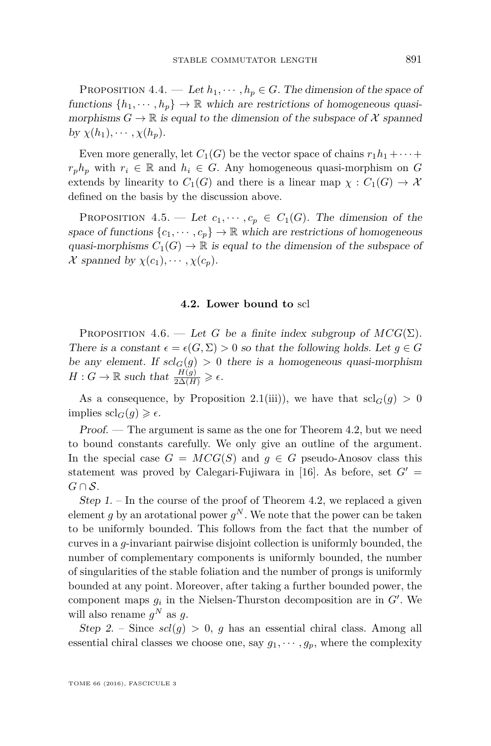Proposition 4.4. — *Let $h_1, \cdots, h_p \in G$. The dimension of the space of functions $\{h_1, \cdots, h_p\} \to \mathbb{R}$ which are restrictions of homogeneous quasi-morphisms $G \to \mathbb{R}$ is equal to the dimension of the subspace of $\mathcal{X}$ spanned by $\chi(h_1), \cdots, \chi(h_p)$.*

Even more generally, let $C_1(G)$ be the vector space of chains $r_1h_1 + \cdots + r_ph_p$ with $r_i \in \mathbb{R}$ and $h_i \in G$. Any homogeneous quasi-morphism on $G$ extends by linearity to $C_1(G)$ and there is a linear map $\chi : C_1(G) \to \mathcal{X}$ defined on the basis by the discussion above.

Proposition 4.5. — *Let $c_1, \cdots, c_p \in C_1(G)$. The dimension of the space of functions $\{c_1, \cdots, c_p\} \to \mathbb{R}$ which are restrictions of homogeneous quasi-morphisms $C_1(G) \to \mathbb{R}$ is equal to the dimension of the subspace of $\mathcal{X}$ spanned by $\chi(c_1), \cdots, \chi(c_p)$.*

### 4.2. Lower bound to scl

Proposition 4.6. — *Let $G$ be a finite index subgroup of $MCG(\Sigma)$. There is a constant $\epsilon = \epsilon(G, \Sigma) > 0$ so that the following holds. Let $g \in G$ be any element. If $scl_G(g) > 0$ there is a homogeneous quasi-morphism $H : G \to \mathbb{R}$ such that $\frac{H(g)}{2\Delta(H)} \geqslant \epsilon$.*

As a consequence, by Proposition 2.1(iii)), we have that $\mathrm{scl}_G(g) > 0$ implies $\mathrm{scl}_G(g) \geqslant \epsilon$.

*Proof.* — The argument is same as the one for Theorem 4.2, but we need to bound constants carefully. We only give an outline of the argument. In the special case $G = MCG(S)$ and $g \in G$ pseudo-Anosov class this statement was proved by Calegari-Fujiwara in [16]. As before, set $G' = G \cap \mathcal{S}$.

*Step 1.* – In the course of the proof of Theorem 4.2, we replaced a given element $g$ by an arotational power $g^N$. We note that the power can be taken to be uniformly bounded. This follows from the fact that the number of curves in a $g$-invariant pairwise disjoint collection is uniformly bounded, the number of complementary components is uniformly bounded, the number of singularities of the stable foliation and the number of prongs is uniformly bounded at any point. Moreover, after taking a further bounded power, the component maps $g_i$ in the Nielsen-Thurston decomposition are in $G'$. We will also rename $g^N$ as $g$.

*Step 2.* – Since $scl(g) > 0$, $g$ has an essential chiral class. Among all essential chiral classes we choose one, say $g_1, \cdots, g_p$, where the complexity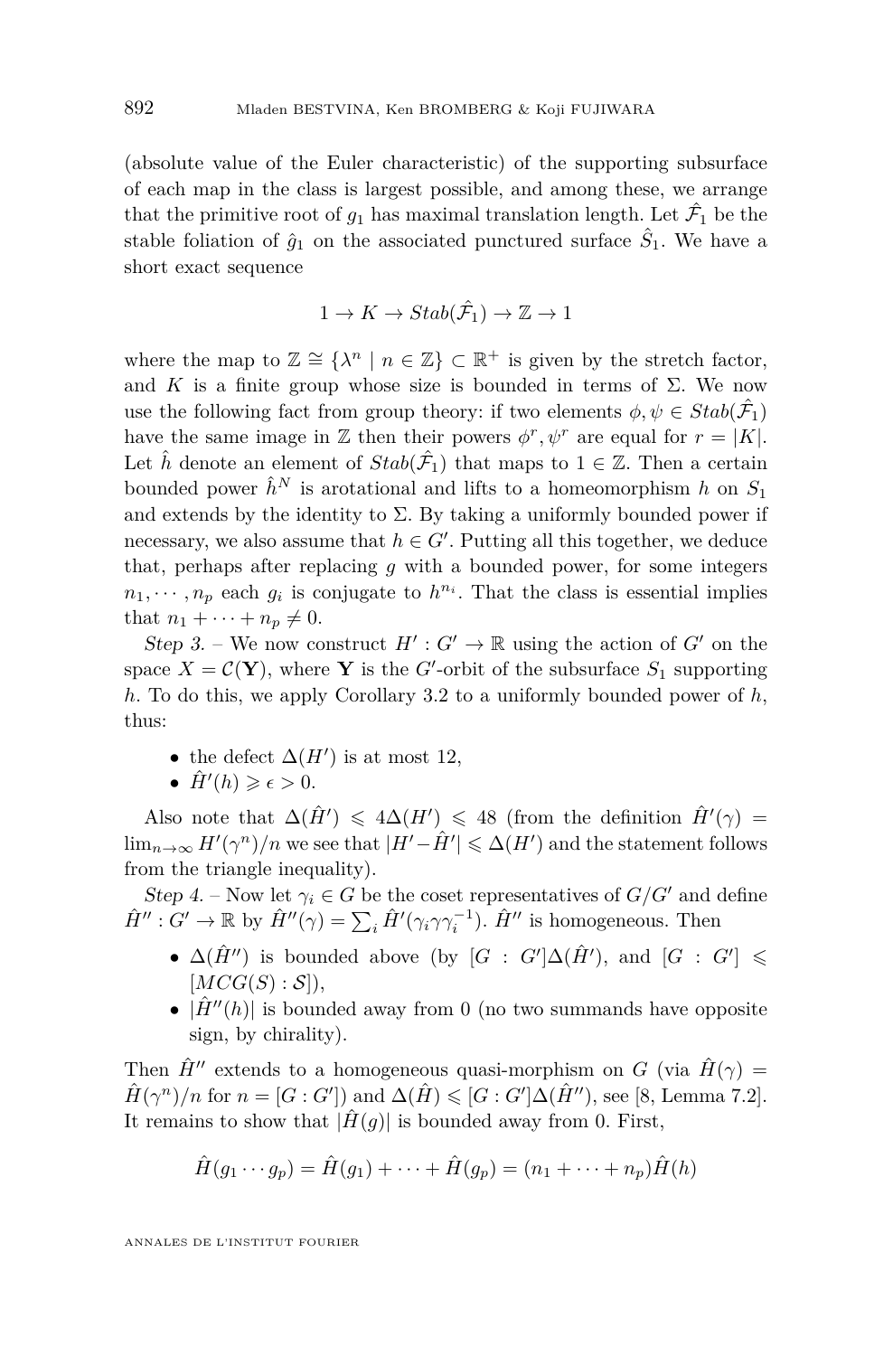(absolute value of the Euler characteristic) of the supporting subsurface of each map in the class is largest possible, and among these, we arrange that the primitive root of $g_1$ has maximal translation length. Let $\hat{\mathcal{F}}_1$ be the stable foliation of $\hat{g}_1$ on the associated punctured surface $\hat{S}_1$. We have a short exact sequence

$$1 \to K \to Stab(\hat{\mathcal{F}}_1) \to \mathbb{Z} \to 1$$

where the map to $\mathbb{Z} \cong \{\lambda^n \mid n \in \mathbb{Z}\} \subset \mathbb{R}^+$ is given by the stretch factor, and $K$ is a finite group whose size is bounded in terms of $\Sigma$. We now use the following fact from group theory: if two elements $\phi, \psi \in Stab(\hat{\mathcal{F}}_1)$ have the same image in $\mathbb{Z}$ then their powers $\phi^r, \psi^r$ are equal for $r = |K|$. Let $\hat{h}$ denote an element of $Stab(\hat{\mathcal{F}}_1)$ that maps to $1 \in \mathbb{Z}$. Then a certain bounded power $\hat{h}^N$ is arotational and lifts to a homeomorphism $h$ on $S_1$ and extends by the identity to $\Sigma$. By taking a uniformly bounded power if necessary, we also assume that $h \in G'$. Putting all this together, we deduce that, perhaps after replacing $g$ with a bounded power, for some integers $n_1, \cdots, n_p$ each $g_i$ is conjugate to $h^{n_i}$. That the class is essential implies that $n_1 + \cdots + n_p \neq 0$.

*Step 3.* – We now construct $H' : G' \to \mathbb{R}$ using the action of $G'$ on the space $X = \mathcal{C}(\mathbf{Y})$, where $\mathbf{Y}$ is the $G'$-orbit of the subsurface $S_1$ supporting $h$. To do this, we apply Corollary 3.2 to a uniformly bounded power of $h$, thus:

- the defect $\Delta(H')$ is at most 12,
- $\hat{H}'(h) \geqslant \epsilon > 0$.

Also note that $\Delta(\hat{H}') \leqslant 4\Delta(H') \leqslant 48$ (from the definition $\hat{H}'(\gamma) = \lim_{n\to\infty} H'(\gamma^n)/n$ we see that $|H' - \hat{H}'| \leqslant \Delta(H')$ and the statement follows from the triangle inequality).

*Step 4.* – Now let $\gamma_i \in G$ be the coset representatives of $G/G'$ and define $\hat{H}'' : G' \to \mathbb{R}$ by $\hat{H}''(\gamma) = \sum_i \hat{H}'(\gamma_i \gamma \gamma_i^{-1})$. $\hat{H}''$ is homogeneous. Then

- $\Delta(\hat{H}'')$ is bounded above (by $[G : G']\Delta(\hat{H}')$, and $[G : G'] \leqslant [MCG(S) : \mathcal{S}]$),
- $|\hat{H}''(h)|$ is bounded away from 0 (no two summands have opposite sign, by chirality).

Then $\hat{H}''$ extends to a homogeneous quasi-morphism on $G$ (via $\hat{H}(\gamma) = \hat{H}(\gamma^n)/n$ for $n = [G : G']$) and $\Delta(\hat{H}) \leqslant [G : G']\Delta(\hat{H}'')$, see [8, Lemma 7.2]. It remains to show that $|\hat{H}(g)|$ is bounded away from 0. First,

$$\hat{H}(g_1 \cdots g_p) = \hat{H}(g_1) + \cdots + \hat{H}(g_p) = (n_1 + \cdots + n_p)\hat{H}(h)$$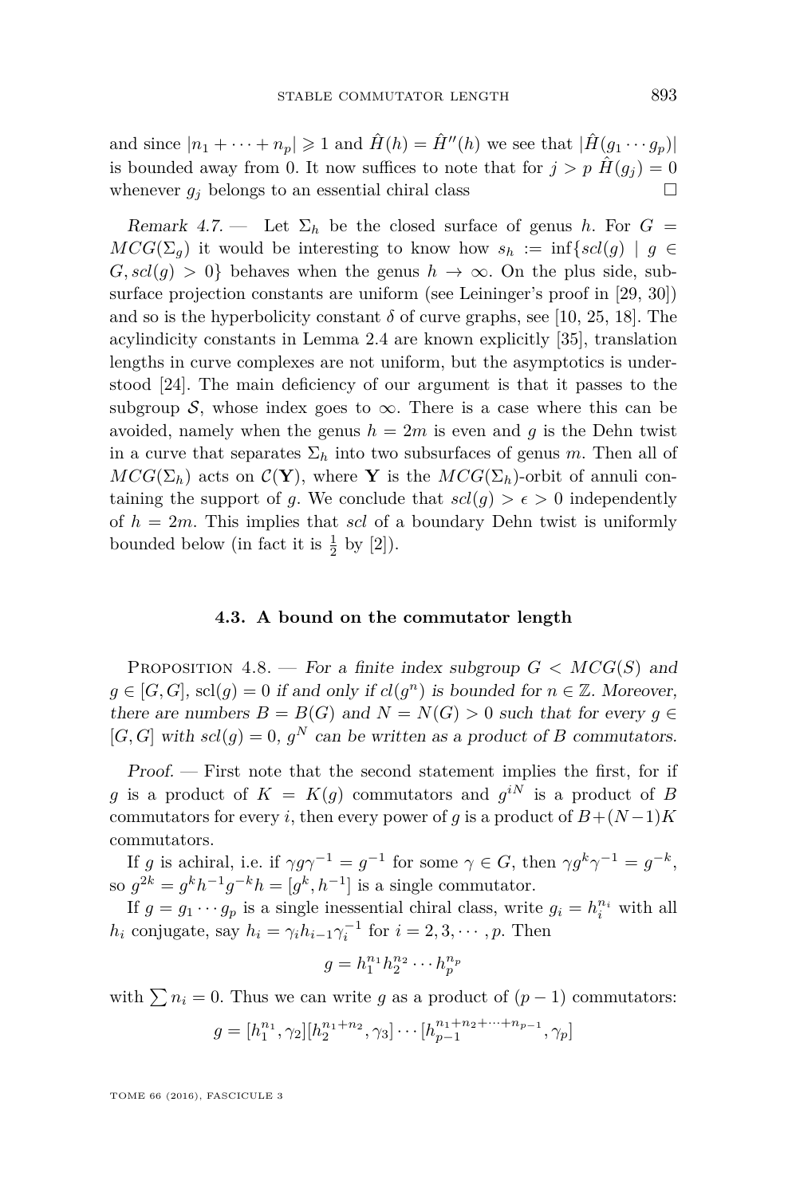and since $|n_1 + \cdots + n_p| \geqslant 1$ and $\hat{H}(h) = \hat{H}''(h)$ we see that $|\hat{H}(g_1 \cdots g_p)|$ is bounded away from 0. It now suffices to note that for $j > p$ $\hat{H}(g_j) = 0$ whenever $g_j$ belongs to an essential chiral class □

*Remark 4.7.* — Let $\Sigma_h$ be the closed surface of genus $h$. For $G = MCG(\Sigma_g)$ it would be interesting to know how $s_h := \inf\{scl(g) \mid g \in G, scl(g) > 0\}$ behaves when the genus $h \to \infty$. On the plus side, subsurface projection constants are uniform (see Leininger's proof in [29, 30]) and so is the hyperbolicity constant $\delta$ of curve graphs, see [10, 25, 18]. The acylindicity constants in Lemma 2.4 are known explicitly [35], translation lengths in curve complexes are not uniform, but the asymptotics is understood [24]. The main deficiency of our argument is that it passes to the subgroup $\mathcal{S}$, whose index goes to $\infty$. There is a case where this can be avoided, namely when the genus $h = 2m$ is even and $g$ is the Dehn twist in a curve that separates $\Sigma_h$ into two subsurfaces of genus $m$. Then all of $MCG(\Sigma_h)$ acts on $\mathcal{C}(\mathbf{Y})$, where $\mathbf{Y}$ is the $MCG(\Sigma_h)$-orbit of annuli containing the support of $g$. We conclude that $scl(g) > \epsilon > 0$ independently of $h = 2m$. This implies that *scl* of a boundary Dehn twist is uniformly bounded below (in fact it is $\frac{1}{2}$ by [2]).

### 4.3. A bound on the commutator length

Proposition 4.8. — *For a finite index subgroup $G < MCG(S)$ and $g \in [G,G]$, $\mathrm{scl}(g) = 0$ if and only if $cl(g^n)$ is bounded for $n \in \mathbb{Z}$. Moreover, there are numbers $B = B(G)$ and $N = N(G) > 0$ such that for every $g \in [G,G]$ with $scl(g) = 0$, $g^N$ can be written as a product of $B$ commutators.*

*Proof.* — First note that the second statement implies the first, for if $g$ is a product of $K = K(g)$ commutators and $g^{iN}$ is a product of $B$ commutators for every $i$, then every power of $g$ is a product of $B+(N-1)K$ commutators.

If $g$ is achiral, i.e. if $\gamma g \gamma^{-1} = g^{-1}$ for some $\gamma \in G$, then $\gamma g^k \gamma^{-1} = g^{-k}$, so $g^{2k} = g^k h^{-1} g^{-k} h = [g^k, h^{-1}]$ is a single commutator.

If $g = g_1 \cdots g_p$ is a single inessential chiral class, write $g_i = h_i^{n_i}$ with all $h_i$ conjugate, say $h_i = \gamma_i h_{i-1} \gamma_i^{-1}$ for $i = 2, 3, \cdots, p$. Then

$$g = h_1^{n_1} h_2^{n_2} \cdots h_p^{n_p}$$

with $\sum n_i = 0$. Thus we can write $g$ as a product of $(p-1)$ commutators:

$$g = [h_1^{n_1}, \gamma_2][h_2^{n_1+n_2}, \gamma_3] \cdots [h_{p-1}^{n_1+n_2+\cdots+n_{p-1}}, \gamma_p]$$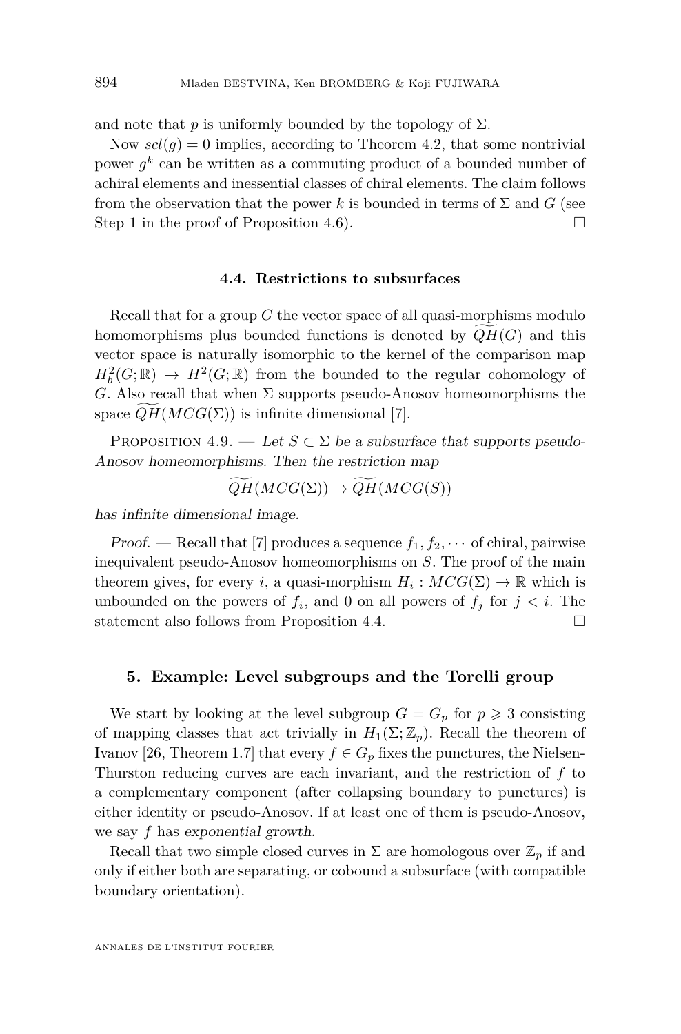and note that $p$ is uniformly bounded by the topology of $\Sigma$.

Now $scl(g) = 0$ implies, according to Theorem 4.2, that some nontrivial power $g^k$ can be written as a commuting product of a bounded number of achiral elements and inessential classes of chiral elements. The claim follows from the observation that the power $k$ is bounded in terms of $\Sigma$ and $G$ (see Step 1 in the proof of Proposition 4.6). $\square$

### 4.4. Restrictions to subsurfaces

Recall that for a group $G$ the vector space of all quasi-morphisms modulo homomorphisms plus bounded functions is denoted by $\widetilde{QH}(G)$ and this vector space is naturally isomorphic to the kernel of the comparison map $H^2_b(G;\mathbb{R}) \to H^2(G;\mathbb{R})$ from the bounded to the regular cohomology of $G$. Also recall that when $\Sigma$ supports pseudo-Anosov homeomorphisms the space $\widetilde{QH}(MCG(\Sigma))$ is infinite dimensional [7].

Proposition 4.9. — *Let $S \subset \Sigma$ be a subsurface that supports pseudo-Anosov homeomorphisms. Then the restriction map*

$$\widetilde{QH}(MCG(\Sigma)) \to \widetilde{QH}(MCG(S))$$

*has infinite dimensional image.*

*Proof.* — Recall that [7] produces a sequence $f_1, f_2, \cdots$ of chiral, pairwise inequivalent pseudo-Anosov homeomorphisms on $S$. The proof of the main theorem gives, for every $i$, a quasi-morphism $H_i : MCG(\Sigma) \to \mathbb{R}$ which is unbounded on the powers of $f_i$, and 0 on all powers of $f_j$ for $j < i$. The statement also follows from Proposition 4.4. $\square$

## 5. Example: Level subgroups and the Torelli group

We start by looking at the level subgroup $G = G_p$ for $p \geqslant 3$ consisting of mapping classes that act trivially in $H_1(\Sigma;\mathbb{Z}_p)$. Recall the theorem of Ivanov [26, Theorem 1.7] that every $f \in G_p$ fixes the punctures, the Nielsen-Thurston reducing curves are each invariant, and the restriction of $f$ to a complementary component (after collapsing boundary to punctures) is either identity or pseudo-Anosov. If at least one of them is pseudo-Anosov, we say $f$ has *exponential growth*.

Recall that two simple closed curves in $\Sigma$ are homologous over $\mathbb{Z}_p$ if and only if either both are separating, or cobound a subsurface (with compatible boundary orientation).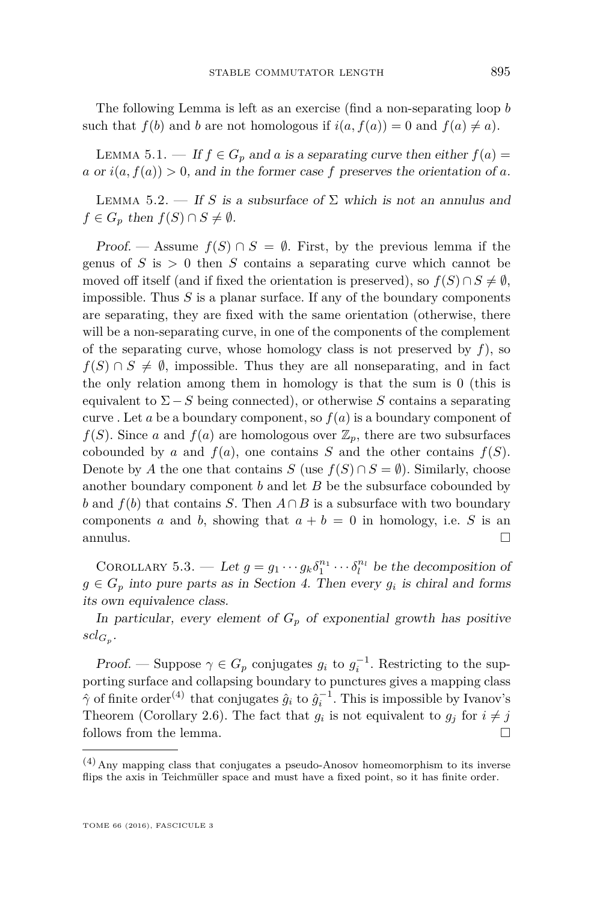The following Lemma is left as an exercise (find a non-separating loop $b$ such that $f(b)$ and $b$ are not homologous if $i(a,f(a))=0$ and $f(a)\neq a$).

Lemma 5.1. — *If $f\in G_p$ and $a$ is a separating curve then either $f(a)=a$ or $i(a,f(a))>0$, and in the former case $f$ preserves the orientation of $a$.*

Lemma 5.2. — *If $S$ is a subsurface of $\Sigma$ which is not an annulus and $f\in G_p$ then $f(S)\cap S\neq\emptyset$.*

*Proof.* — Assume $f(S)\cap S=\emptyset$. First, by the previous lemma if the genus of $S$ is $>0$ then $S$ contains a separating curve which cannot be moved off itself (and if fixed the orientation is preserved), so $f(S)\cap S\neq\emptyset$, impossible. Thus $S$ is a planar surface. If any of the boundary components are separating, they are fixed with the same orientation (otherwise, there will be a non-separating curve, in one of the components of the complement of the separating curve, whose homology class is not preserved by $f$), so $f(S)\cap S\neq\emptyset$, impossible. Thus they are all nonseparating, and in fact the only relation among them in homology is that the sum is 0 (this is equivalent to $\Sigma-S$ being connected), or otherwise $S$ contains a separating curve . Let $a$ be a boundary component, so $f(a)$ is a boundary component of $f(S)$. Since $a$ and $f(a)$ are homologous over $\mathbb{Z}_p$, there are two subsurfaces cobounded by $a$ and $f(a)$, one contains $S$ and the other contains $f(S)$. Denote by $A$ the one that contains $S$ (use $f(S)\cap S=\emptyset$). Similarly, choose another boundary component $b$ and let $B$ be the subsurface cobounded by $b$ and $f(b)$ that contains $S$. Then $A\cap B$ is a subsurface with two boundary components $a$ and $b$, showing that $a+b=0$ in homology, i.e. $S$ is an annulus. $\square$

Corollary 5.3. — *Let $g=g_1\cdots g_k\delta_1^{n_1}\cdots\delta_l^{n_l}$ be the decomposition of $g\in G_p$ into pure parts as in Section 4. Then every $g_i$ is chiral and forms its own equivalence class.*

*In particular, every element of $G_p$ of exponential growth has positive $scl_{G_p}$.*

*Proof.* — Suppose $\gamma\in G_p$ conjugates $g_i$ to $g_i^{-1}$. Restricting to the supporting surface and collapsing boundary to punctures gives a mapping class $\hat\gamma$ of finite order[4] that conjugates $\hat g_i$ to $\hat g_i^{-1}$. This is impossible by Ivanov's Theorem (Corollary 2.6). The fact that $g_i$ is not equivalent to $g_j$ for $i\neq j$ follows from the lemma. $\square$

[4] Any mapping class that conjugates a pseudo-Anosov homeomorphism to its inverse flips the axis in Teichmüller space and must have a fixed point, so it has finite order.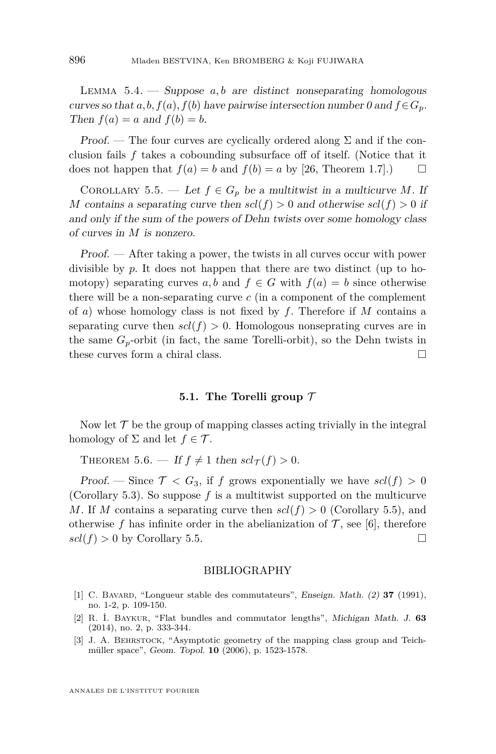Lemma 5.4. — *Suppose $a, b$ are distinct nonseparating homologous curves so that $a, b, f(a), f(b)$ have pairwise intersection number 0 and $f \in G_p$. Then $f(a) = a$ and $f(b) = b$.*

*Proof.* — The four curves are cyclically ordered along $\Sigma$ and if the conclusion fails $f$ takes a cobounding subsurface off of itself. (Notice that it does not happen that $f(a) = b$ and $f(b) = a$ by [26, Theorem 1.7].) □

Corollary 5.5. — *Let $f \in G_p$ be a multitwist in a multicurve $M$. If $M$ contains a separating curve then $scl(f) > 0$ and otherwise $scl(f) > 0$ if and only if the sum of the powers of Dehn twists over some homology class of curves in $M$ is nonzero.*

*Proof.* — After taking a power, the twists in all curves occur with power divisible by $p$. It does not happen that there are two distinct (up to homotopy) separating curves $a, b$ and $f \in G$ with $f(a) = b$ since otherwise there will be a non-separating curve $c$ (in a component of the complement of $a$) whose homology class is not fixed by $f$. Therefore if $M$ contains a separating curve then $scl(f) > 0$. Homologous nonseprating curves are in the same $G_p$-orbit (in fact, the same Torelli-orbit), so the Dehn twists in these curves form a chiral class. □

### 5.1. The Torelli group $\mathcal{T}$

Now let $\mathcal{T}$ be the group of mapping classes acting trivially in the integral homology of $\Sigma$ and let $f \in \mathcal{T}$.

Theorem 5.6. — *If $f \neq 1$ then $scl_{\mathcal{T}}(f) > 0$.*

*Proof.* — Since $\mathcal{T} < G_3$, if $f$ grows exponentially we have $scl(f) > 0$ (Corollary 5.3). So suppose $f$ is a multitwist supported on the multicurve $M$. If $M$ contains a separating curve then $scl(f) > 0$ (Corollary 5.5), and otherwise $f$ has infinite order in the abelianization of $\mathcal{T}$, see [6], therefore $scl(f) > 0$ by Corollary 5.5. □

## BIBLIOGRAPHY

[1] C. Bavard, "Longueur stable des commutateurs", *Enseign. Math. (2)* **37** (1991), no. 1-2, p. 109-150.

[2] R. İ. Baykur, "Flat bundles and commutator lengths", *Michigan Math. J.* **63** (2014), no. 2, p. 333-344.

[3] J. A. Behrstock, "Asymptotic geometry of the mapping class group and Teichmüller space", *Geom. Topol.* **10** (2006), p. 1523-1578.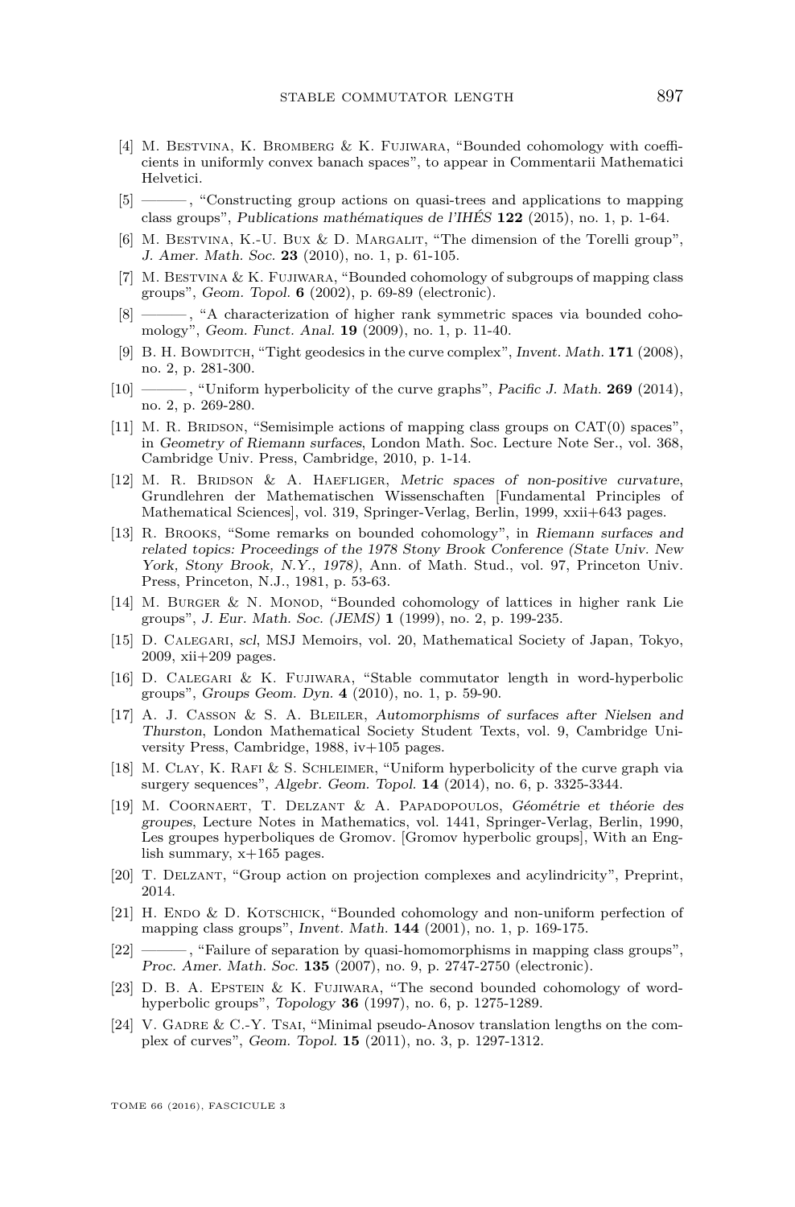[4] M. Bestvina, K. Bromberg & K. Fujiwara, "Bounded cohomology with coefficients in uniformly convex banach spaces", to appear in Commentarii Mathematici Helvetici.

[5] ———, "Constructing group actions on quasi-trees and applications to mapping class groups", *Publications mathématiques de l'IHÉS* **122** (2015), no. 1, p. 1-64.

[6] M. Bestvina, K.-U. Bux & D. Margalit, "The dimension of the Torelli group", *J. Amer. Math. Soc.* **23** (2010), no. 1, p. 61-105.

[7] M. Bestvina & K. Fujiwara, "Bounded cohomology of subgroups of mapping class groups", *Geom. Topol.* **6** (2002), p. 69-89 (electronic).

[8] ———, "A characterization of higher rank symmetric spaces via bounded cohomology", *Geom. Funct. Anal.* **19** (2009), no. 1, p. 11-40.

[9] B. H. Bowditch, "Tight geodesics in the curve complex", *Invent. Math.* **171** (2008), no. 2, p. 281-300.

[10] ———, "Uniform hyperbolicity of the curve graphs", *Pacific J. Math.* **269** (2014), no. 2, p. 269-280.

[11] M. R. Bridson, "Semisimple actions of mapping class groups on CAT(0) spaces", in *Geometry of Riemann surfaces*, London Math. Soc. Lecture Note Ser., vol. 368, Cambridge Univ. Press, Cambridge, 2010, p. 1-14.

[12] M. R. Bridson & A. Haefliger, *Metric spaces of non-positive curvature*, Grundlehren der Mathematischen Wissenschaften [Fundamental Principles of Mathematical Sciences], vol. 319, Springer-Verlag, Berlin, 1999, xxii+643 pages.

[13] R. Brooks, "Some remarks on bounded cohomology", in *Riemann surfaces and related topics: Proceedings of the 1978 Stony Brook Conference (State Univ. New York, Stony Brook, N.Y., 1978)*, Ann. of Math. Stud., vol. 97, Princeton Univ. Press, Princeton, N.J., 1981, p. 53-63.

[14] M. Burger & N. Monod, "Bounded cohomology of lattices in higher rank Lie groups", *J. Eur. Math. Soc. (JEMS)* **1** (1999), no. 2, p. 199-235.

[15] D. Calegari, *scl*, MSJ Memoirs, vol. 20, Mathematical Society of Japan, Tokyo, 2009, xii+209 pages.

[16] D. Calegari & K. Fujiwara, "Stable commutator length in word-hyperbolic groups", *Groups Geom. Dyn.* **4** (2010), no. 1, p. 59-90.

[17] A. J. Casson & S. A. Bleiler, *Automorphisms of surfaces after Nielsen and Thurston*, London Mathematical Society Student Texts, vol. 9, Cambridge University Press, Cambridge, 1988, iv+105 pages.

[18] M. Clay, K. Rafi & S. Schleimer, "Uniform hyperbolicity of the curve graph via surgery sequences", *Algebr. Geom. Topol.* **14** (2014), no. 6, p. 3325-3344.

[19] M. Coornaert, T. Delzant & A. Papadopoulos, *Géométrie et théorie des groupes*, Lecture Notes in Mathematics, vol. 1441, Springer-Verlag, Berlin, 1990, Les groupes hyperboliques de Gromov. [Gromov hyperbolic groups], With an English summary, x+165 pages.

[20] T. Delzant, "Group action on projection complexes and acylindricity", Preprint, 2014.

[21] H. Endo & D. Kotschick, "Bounded cohomology and non-uniform perfection of mapping class groups", *Invent. Math.* **144** (2001), no. 1, p. 169-175.

[22] ———, "Failure of separation by quasi-homomorphisms in mapping class groups", *Proc. Amer. Math. Soc.* **135** (2007), no. 9, p. 2747-2750 (electronic).

[23] D. B. A. Epstein & K. Fujiwara, "The second bounded cohomology of word-hyperbolic groups", *Topology* **36** (1997), no. 6, p. 1275-1289.

[24] V. Gadre & C.-Y. Tsai, "Minimal pseudo-Anosov translation lengths on the complex of curves", *Geom. Topol.* **15** (2011), no. 3, p. 1297-1312.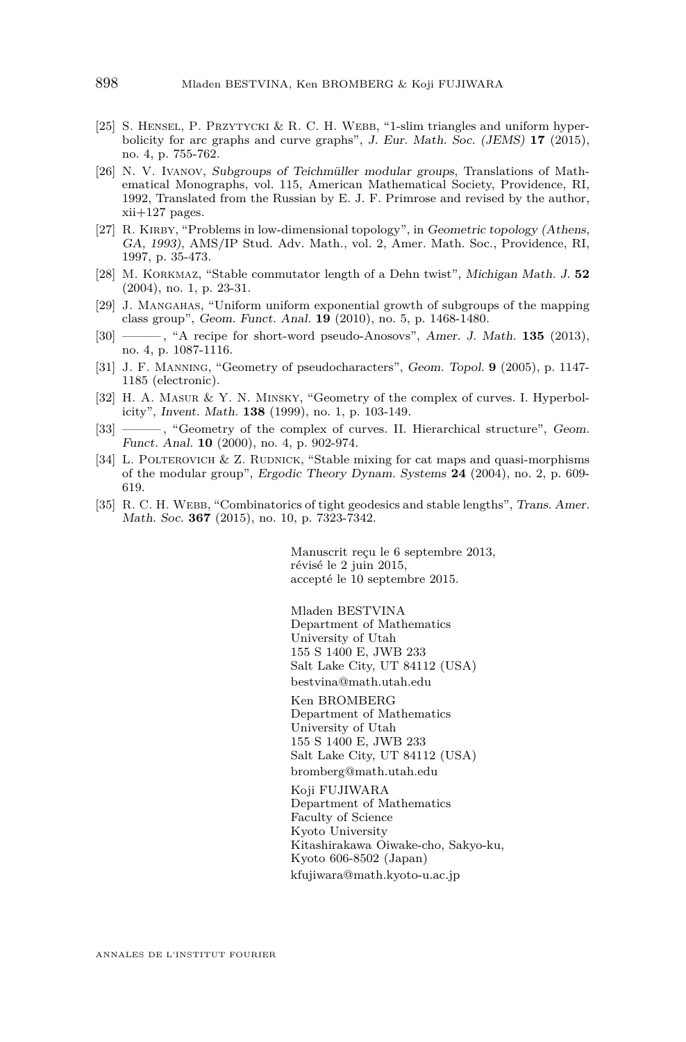[25] S. Hensel, P. Przytycki & R. C. H. Webb, "1-slim triangles and uniform hyperbolicity for arc graphs and curve graphs", *J. Eur. Math. Soc. (JEMS)* **17** (2015), no. 4, p. 755-762.

[26] N. V. Ivanov, *Subgroups of Teichmüller modular groups*, Translations of Mathematical Monographs, vol. 115, American Mathematical Society, Providence, RI, 1992, Translated from the Russian by E. J. F. Primrose and revised by the author, xii+127 pages.

[27] R. Kirby, "Problems in low-dimensional topology", in *Geometric topology (Athens, GA, 1993)*, AMS/IP Stud. Adv. Math., vol. 2, Amer. Math. Soc., Providence, RI, 1997, p. 35-473.

[28] M. Korkmaz, "Stable commutator length of a Dehn twist", *Michigan Math. J.* **52** (2004), no. 1, p. 23-31.

[29] J. Mangahas, "Uniform uniform exponential growth of subgroups of the mapping class group", *Geom. Funct. Anal.* **19** (2010), no. 5, p. 1468-1480.

[30] ———, "A recipe for short-word pseudo-Anosovs", *Amer. J. Math.* **135** (2013), no. 4, p. 1087-1116.

[31] J. F. Manning, "Geometry of pseudocharacters", *Geom. Topol.* **9** (2005), p. 1147-1185 (electronic).

[32] H. A. Masur & Y. N. Minsky, "Geometry of the complex of curves. I. Hyperbolicity", *Invent. Math.* **138** (1999), no. 1, p. 103-149.

[33] ———, "Geometry of the complex of curves. II. Hierarchical structure", *Geom. Funct. Anal.* **10** (2000), no. 4, p. 902-974.

[34] L. Polterovich & Z. Rudnick, "Stable mixing for cat maps and quasi-morphisms of the modular group", *Ergodic Theory Dynam. Systems* **24** (2004), no. 2, p. 609-619.

[35] R. C. H. Webb, "Combinatorics of tight geodesics and stable lengths", *Trans. Amer. Math. Soc.* **367** (2015), no. 10, p. 7323-7342.

Manuscrit reçu le 6 septembre 2013,
révisé le 2 juin 2015,
accepté le 10 septembre 2015.

Mladen BESTVINA
Department of Mathematics
University of Utah
155 S 1400 E, JWB 233
Salt Lake City, UT 84112 (USA)
bestvina@math.utah.edu

Ken BROMBERG
Department of Mathematics
University of Utah
155 S 1400 E, JWB 233
Salt Lake City, UT 84112 (USA)
bromberg@math.utah.edu

Koji FUJIWARA
Department of Mathematics
Faculty of Science
Kyoto University
Kitashirakawa Oiwake-cho, Sakyo-ku,
Kyoto 606-8502 (Japan)
kfujiwara@math.kyoto-u.ac.jp